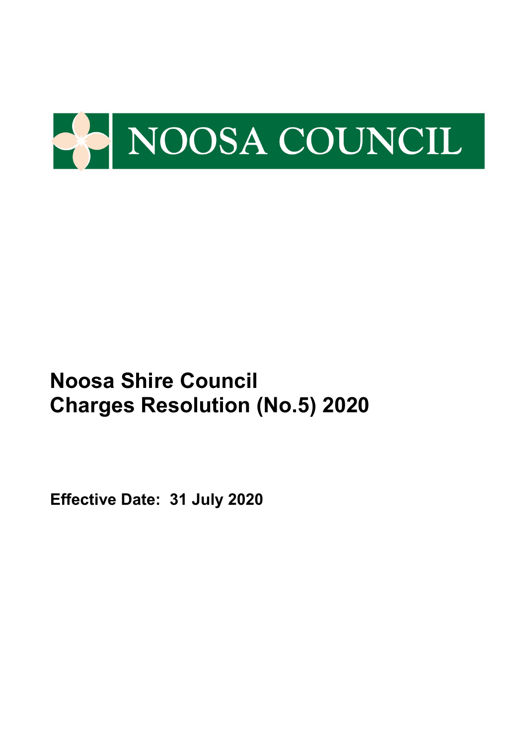NOOSA COUNCIL

# Noosa Shire Council Charges Resolution (No.5) 2020

**Effective Date: 31 July 2020**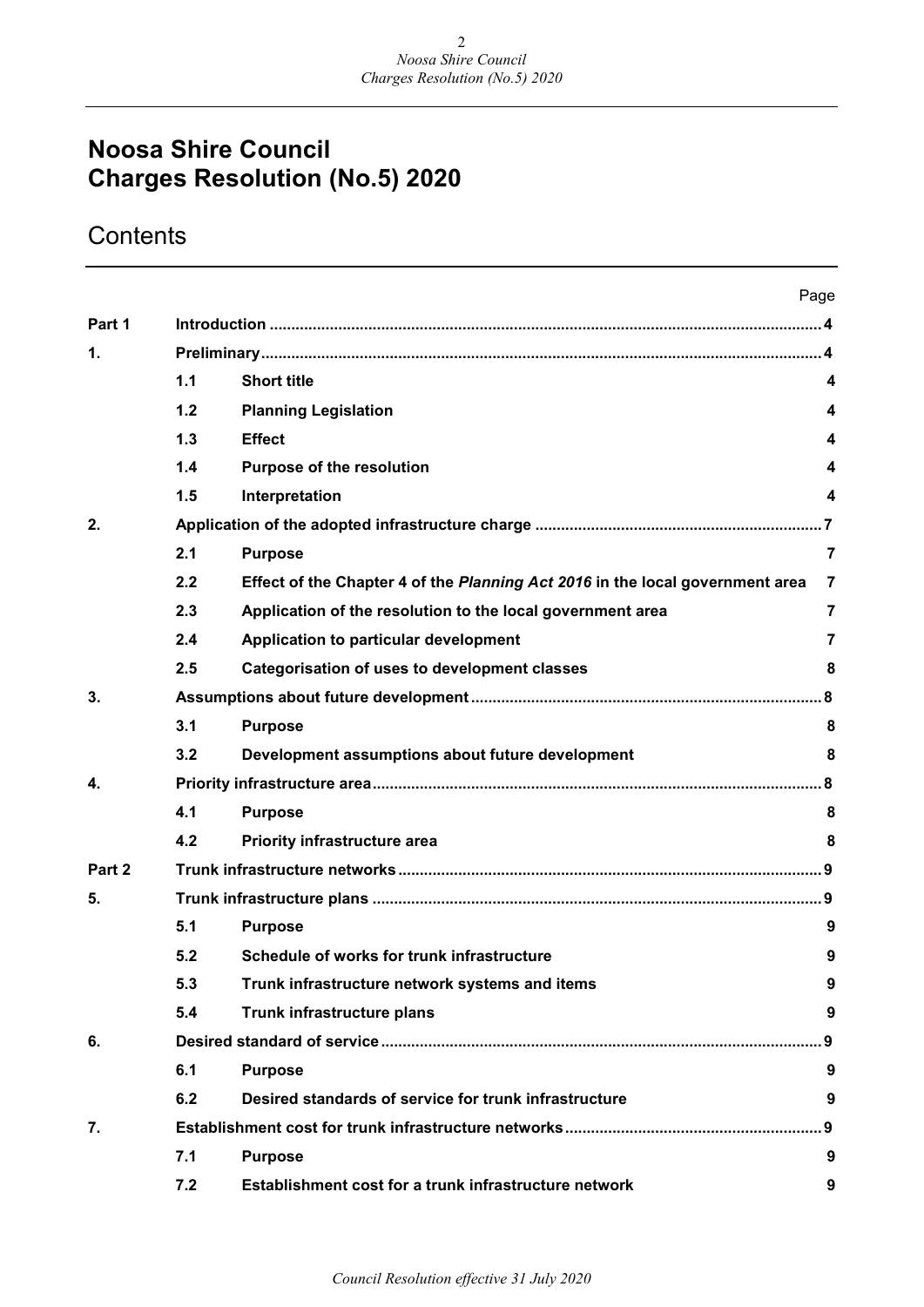# Noosa Shire Council
# Charges Resolution (No.5) 2020

## Contents

| | | | Page |
|---|---|---|---|
| **Part 1** | **Introduction** | | **4** |
| **1.** | **Preliminary** | | **4** |
| | **1.1** | **Short title** | **4** |
| | **1.2** | **Planning Legislation** | **4** |
| | **1.3** | **Effect** | **4** |
| | **1.4** | **Purpose of the resolution** | **4** |
| | **1.5** | **Interpretation** | **4** |
| **2.** | **Application of the adopted infrastructure charge** | | **7** |
| | **2.1** | **Purpose** | **7** |
| | **2.2** | **Effect of the Chapter 4 of the *Planning Act 2016* in the local government area** | **7** |
| | **2.3** | **Application of the resolution to the local government area** | **7** |
| | **2.4** | **Application to particular development** | **7** |
| | **2.5** | **Categorisation of uses to development classes** | **8** |
| **3.** | **Assumptions about future development** | | **8** |
| | **3.1** | **Purpose** | **8** |
| | **3.2** | **Development assumptions about future development** | **8** |
| **4.** | **Priority infrastructure area** | | **8** |
| | **4.1** | **Purpose** | **8** |
| | **4.2** | **Priority infrastructure area** | **8** |
| **Part 2** | **Trunk infrastructure networks** | | **9** |
| **5.** | **Trunk infrastructure plans** | | **9** |
| | **5.1** | **Purpose** | **9** |
| | **5.2** | **Schedule of works for trunk infrastructure** | **9** |
| | **5.3** | **Trunk infrastructure network systems and items** | **9** |
| | **5.4** | **Trunk infrastructure plans** | **9** |
| **6.** | **Desired standard of service** | | **9** |
| | **6.1** | **Purpose** | **9** |
| | **6.2** | **Desired standards of service for trunk infrastructure** | **9** |
| **7.** | **Establishment cost for trunk infrastructure networks** | | **9** |
| | **7.1** | **Purpose** | **9** |
| | **7.2** | **Establishment cost for a trunk infrastructure network** | **9** |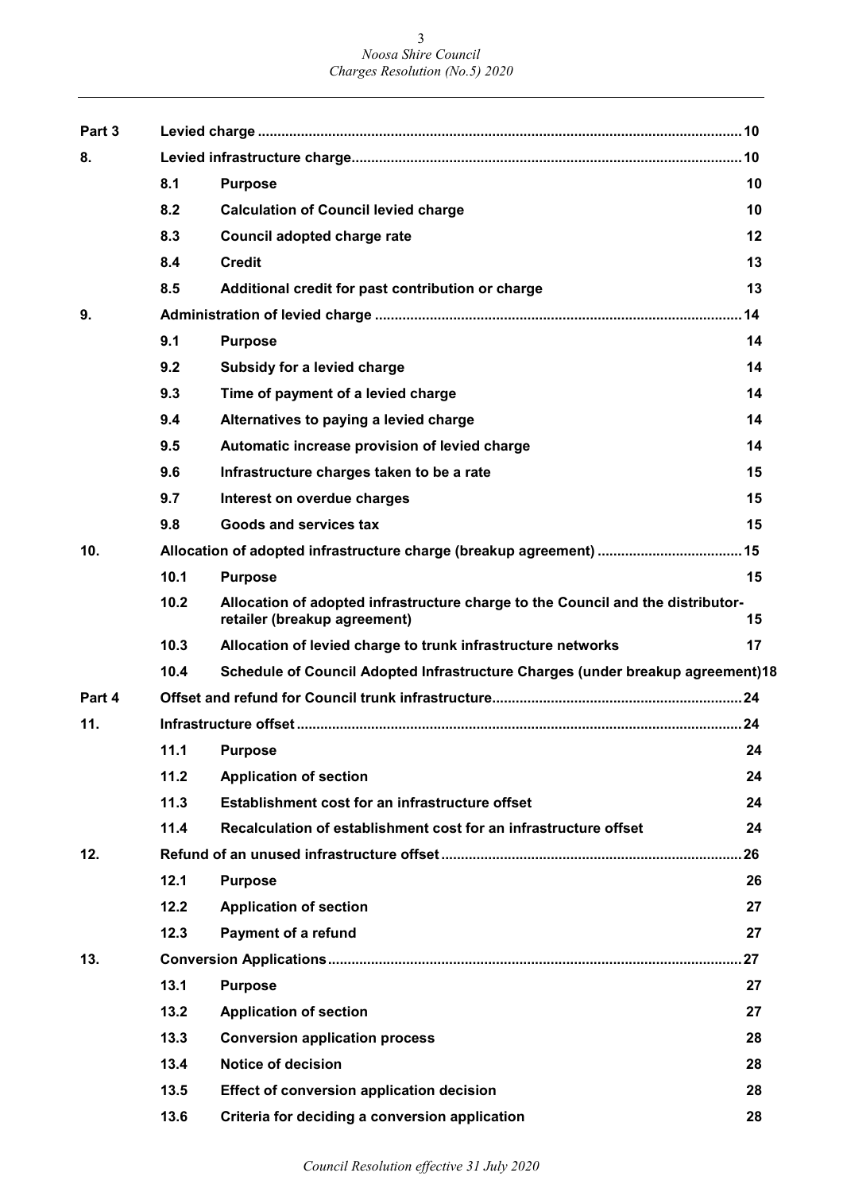| | | | |
|---|---|---|---|
| **Part 3** | **Levied charge** | | **10** |
| **8.** | **Levied infrastructure charge** | | **10** |
| | **8.1** | **Purpose** | **10** |
| | **8.2** | **Calculation of Council levied charge** | **10** |
| | **8.3** | **Council adopted charge rate** | **12** |
| | **8.4** | **Credit** | **13** |
| | **8.5** | **Additional credit for past contribution or charge** | **13** |
| **9.** | **Administration of levied charge** | | **14** |
| | **9.1** | **Purpose** | **14** |
| | **9.2** | **Subsidy for a levied charge** | **14** |
| | **9.3** | **Time of payment of a levied charge** | **14** |
| | **9.4** | **Alternatives to paying a levied charge** | **14** |
| | **9.5** | **Automatic increase provision of levied charge** | **14** |
| | **9.6** | **Infrastructure charges taken to be a rate** | **15** |
| | **9.7** | **Interest on overdue charges** | **15** |
| | **9.8** | **Goods and services tax** | **15** |
| **10.** | **Allocation of adopted infrastructure charge (breakup agreement)** | | **15** |
| | **10.1** | **Purpose** | **15** |
| | **10.2** | **Allocation of adopted infrastructure charge to the Council and the distributor-retailer (breakup agreement)** | **15** |
| | **10.3** | **Allocation of levied charge to trunk infrastructure networks** | **17** |
| | **10.4** | **Schedule of Council Adopted Infrastructure Charges (under breakup agreement)** | **18** |
| **Part 4** | **Offset and refund for Council trunk infrastructure** | | **24** |
| **11.** | **Infrastructure offset** | | **24** |
| | **11.1** | **Purpose** | **24** |
| | **11.2** | **Application of section** | **24** |
| | **11.3** | **Establishment cost for an infrastructure offset** | **24** |
| | **11.4** | **Recalculation of establishment cost for an infrastructure offset** | **24** |
| **12.** | **Refund of an unused infrastructure offset** | | **26** |
| | **12.1** | **Purpose** | **26** |
| | **12.2** | **Application of section** | **27** |
| | **12.3** | **Payment of a refund** | **27** |
| **13.** | **Conversion Applications** | | **27** |
| | **13.1** | **Purpose** | **27** |
| | **13.2** | **Application of section** | **27** |
| | **13.3** | **Conversion application process** | **28** |
| | **13.4** | **Notice of decision** | **28** |
| | **13.5** | **Effect of conversion application decision** | **28** |
| | **13.6** | **Criteria for deciding a conversion application** | **28** |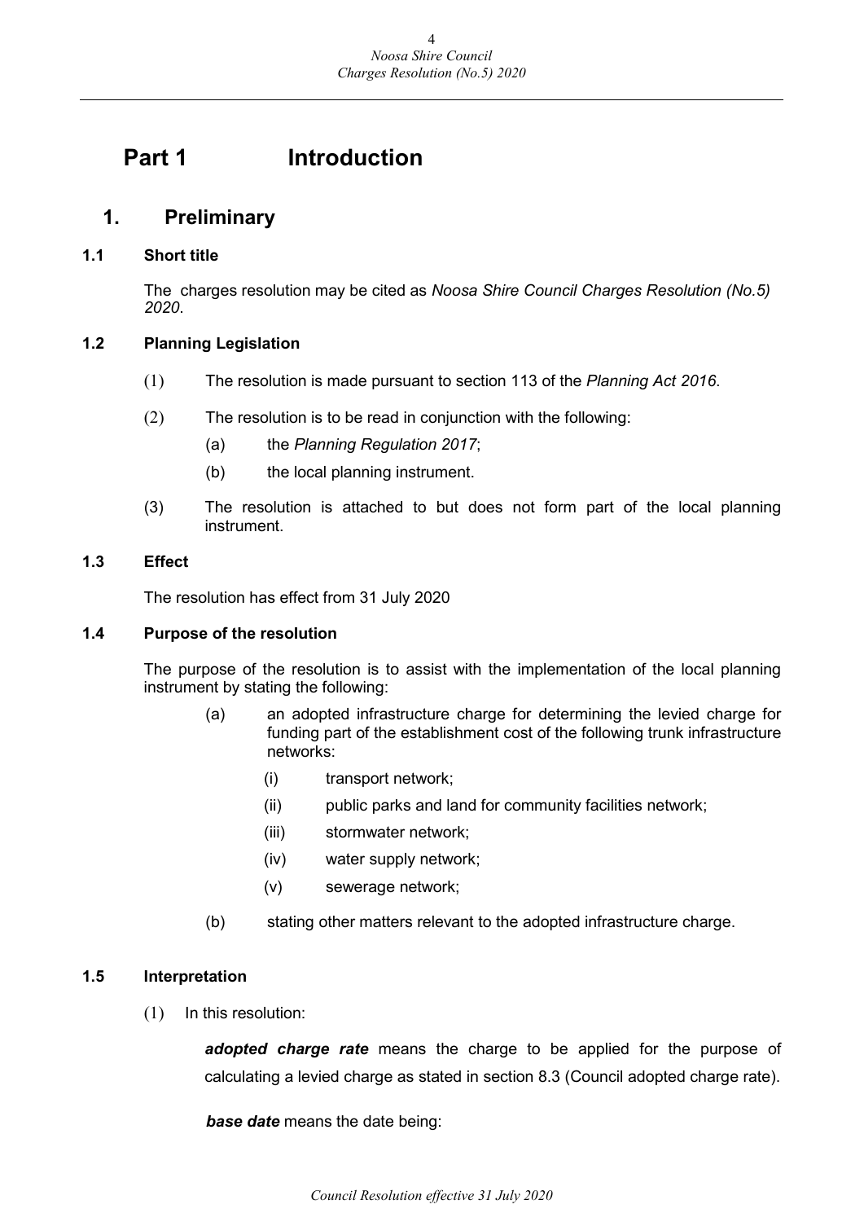# Part 1 Introduction

## 1. Preliminary

### 1.1 Short title

The charges resolution may be cited as *Noosa Shire Council Charges Resolution (No.5) 2020*.

### 1.2 Planning Legislation

(1) The resolution is made pursuant to section 113 of the *Planning Act 2016*.

(2) The resolution is to be read in conjunction with the following:

- (a) the *Planning Regulation 2017*;
- (b) the local planning instrument.

(3) The resolution is attached to but does not form part of the local planning instrument.

### 1.3 Effect

The resolution has effect from 31 July 2020

### 1.4 Purpose of the resolution

The purpose of the resolution is to assist with the implementation of the local planning instrument by stating the following:

- (a) an adopted infrastructure charge for determining the levied charge for funding part of the establishment cost of the following trunk infrastructure networks:
  - (i) transport network;
  - (ii) public parks and land for community facilities network;
  - (iii) stormwater network;
  - (iv) water supply network;
  - (v) sewerage network;
- (b) stating other matters relevant to the adopted infrastructure charge.

### 1.5 Interpretation

(1) In this resolution:

***adopted charge rate*** means the charge to be applied for the purpose of calculating a levied charge as stated in section 8.3 (Council adopted charge rate).

***base date*** means the date being: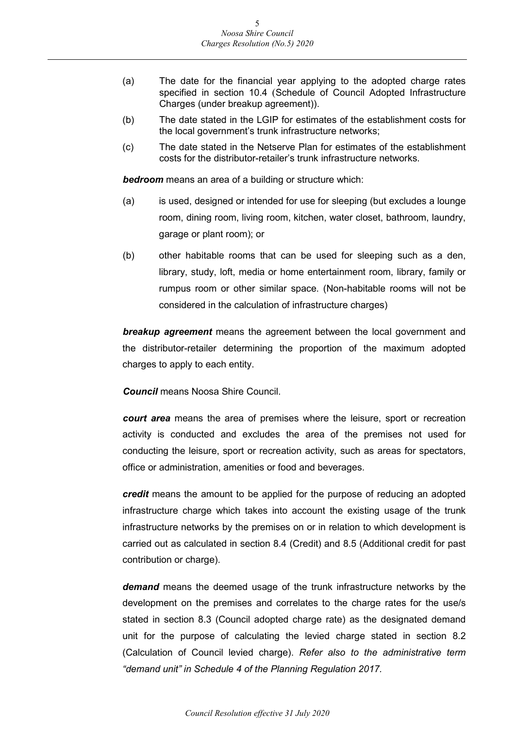(a) The date for the financial year applying to the adopted charge rates specified in section 10.4 (Schedule of Council Adopted Infrastructure Charges (under breakup agreement)).

(b) The date stated in the LGIP for estimates of the establishment costs for the local government's trunk infrastructure networks;

(c) The date stated in the Netserve Plan for estimates of the establishment costs for the distributor-retailer's trunk infrastructure networks.

***bedroom*** means an area of a building or structure which:

(a) is used, designed or intended for use for sleeping (but excludes a lounge room, dining room, living room, kitchen, water closet, bathroom, laundry, garage or plant room); or

(b) other habitable rooms that can be used for sleeping such as a den, library, study, loft, media or home entertainment room, library, family or rumpus room or other similar space. (Non-habitable rooms will not be considered in the calculation of infrastructure charges)

***breakup agreement*** means the agreement between the local government and the distributor-retailer determining the proportion of the maximum adopted charges to apply to each entity.

***Council*** means Noosa Shire Council.

***court area*** means the area of premises where the leisure, sport or recreation activity is conducted and excludes the area of the premises not used for conducting the leisure, sport or recreation activity, such as areas for spectators, office or administration, amenities or food and beverages.

***credit*** means the amount to be applied for the purpose of reducing an adopted infrastructure charge which takes into account the existing usage of the trunk infrastructure networks by the premises on or in relation to which development is carried out as calculated in section 8.4 (Credit) and 8.5 (Additional credit for past contribution or charge).

***demand*** means the deemed usage of the trunk infrastructure networks by the development on the premises and correlates to the charge rates for the use/s stated in section 8.3 (Council adopted charge rate) as the designated demand unit for the purpose of calculating the levied charge stated in section 8.2 (Calculation of Council levied charge). *Refer also to the administrative term "demand unit" in Schedule 4 of the Planning Regulation 2017.*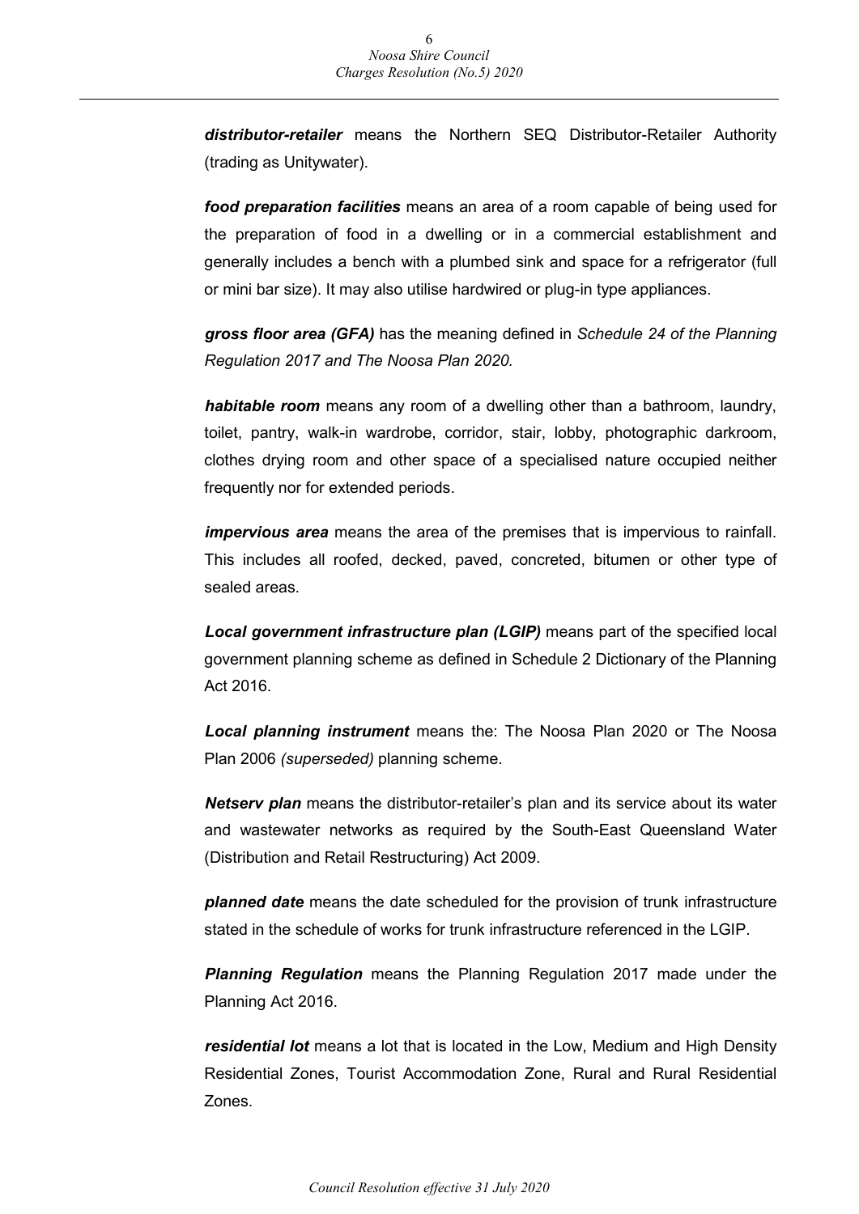***distributor-retailer*** means the Northern SEQ Distributor-Retailer Authority (trading as Unitywater).

***food preparation facilities*** means an area of a room capable of being used for the preparation of food in a dwelling or in a commercial establishment and generally includes a bench with a plumbed sink and space for a refrigerator (full or mini bar size). It may also utilise hardwired or plug-in type appliances.

***gross floor area (GFA)*** has the meaning defined in *Schedule 24 of the Planning Regulation 2017 and The Noosa Plan 2020.*

***habitable room*** means any room of a dwelling other than a bathroom, laundry, toilet, pantry, walk-in wardrobe, corridor, stair, lobby, photographic darkroom, clothes drying room and other space of a specialised nature occupied neither frequently nor for extended periods.

***impervious area*** means the area of the premises that is impervious to rainfall. This includes all roofed, decked, paved, concreted, bitumen or other type of sealed areas.

***Local government infrastructure plan (LGIP)*** means part of the specified local government planning scheme as defined in Schedule 2 Dictionary of the Planning Act 2016.

***Local planning instrument*** means the: The Noosa Plan 2020 or The Noosa Plan 2006 *(superseded)* planning scheme.

***Netserv plan*** means the distributor-retailer's plan and its service about its water and wastewater networks as required by the South-East Queensland Water (Distribution and Retail Restructuring) Act 2009.

***planned date*** means the date scheduled for the provision of trunk infrastructure stated in the schedule of works for trunk infrastructure referenced in the LGIP.

***Planning Regulation*** means the Planning Regulation 2017 made under the Planning Act 2016.

***residential lot*** means a lot that is located in the Low, Medium and High Density Residential Zones, Tourist Accommodation Zone, Rural and Rural Residential Zones.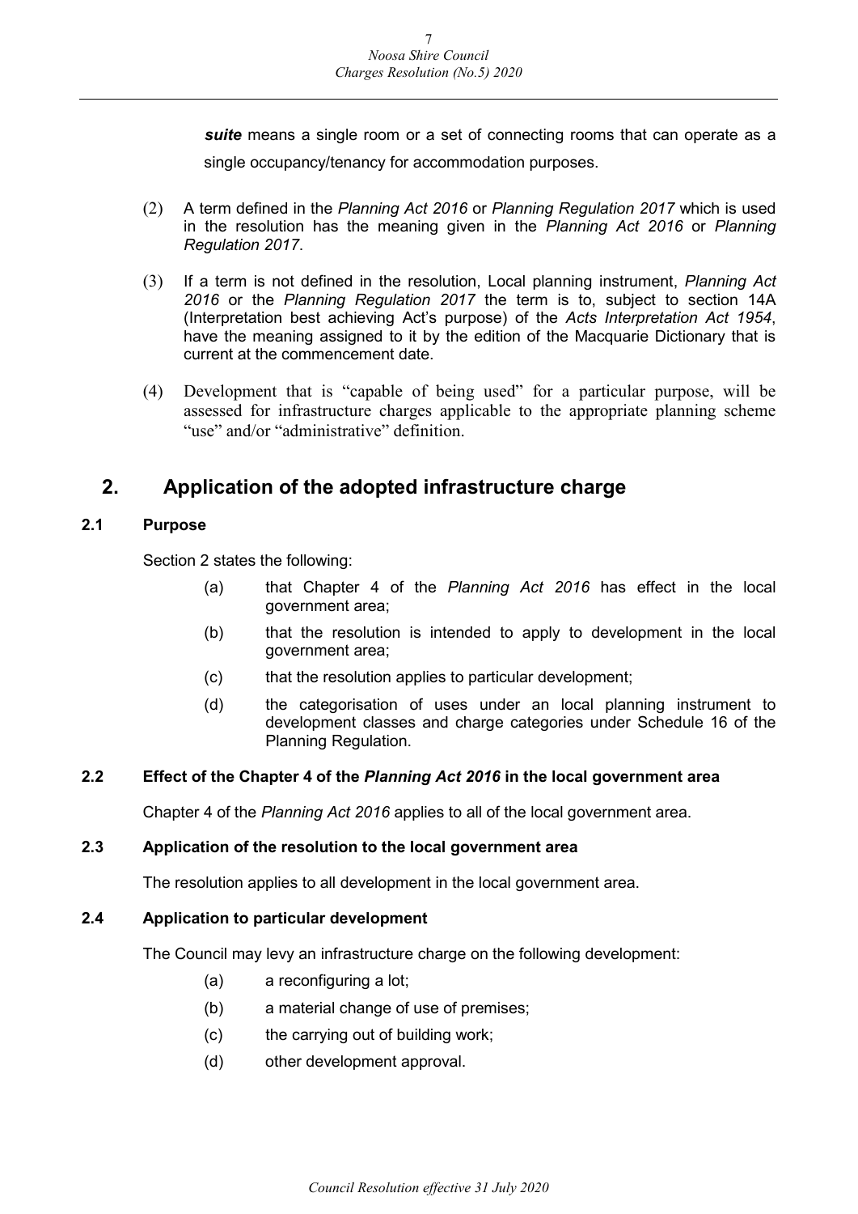***suite*** means a single room or a set of connecting rooms that can operate as a single occupancy/tenancy for accommodation purposes.

(2) A term defined in the *Planning Act 2016* or *Planning Regulation 2017* which is used in the resolution has the meaning given in the *Planning Act 2016* or *Planning Regulation 2017*.

(3) If a term is not defined in the resolution, Local planning instrument, *Planning Act 2016* or the *Planning Regulation 2017* the term is to, subject to section 14A (Interpretation best achieving Act's purpose) of the *Acts Interpretation Act 1954*, have the meaning assigned to it by the edition of the Macquarie Dictionary that is current at the commencement date.

(4) Development that is "capable of being used" for a particular purpose, will be assessed for infrastructure charges applicable to the appropriate planning scheme "use" and/or "administrative" definition.

# 2. Application of the adopted infrastructure charge

### 2.1 Purpose

Section 2 states the following:

(a) that Chapter 4 of the *Planning Act 2016* has effect in the local government area;

(b) that the resolution is intended to apply to development in the local government area;

(c) that the resolution applies to particular development;

(d) the categorisation of uses under an local planning instrument to development classes and charge categories under Schedule 16 of the Planning Regulation.

### 2.2 Effect of the Chapter 4 of the *Planning Act 2016* in the local government area

Chapter 4 of the *Planning Act 2016* applies to all of the local government area.

### 2.3 Application of the resolution to the local government area

The resolution applies to all development in the local government area.

### 2.4 Application to particular development

The Council may levy an infrastructure charge on the following development:

(a) a reconfiguring a lot;

(b) a material change of use of premises;

(c) the carrying out of building work;

(d) other development approval.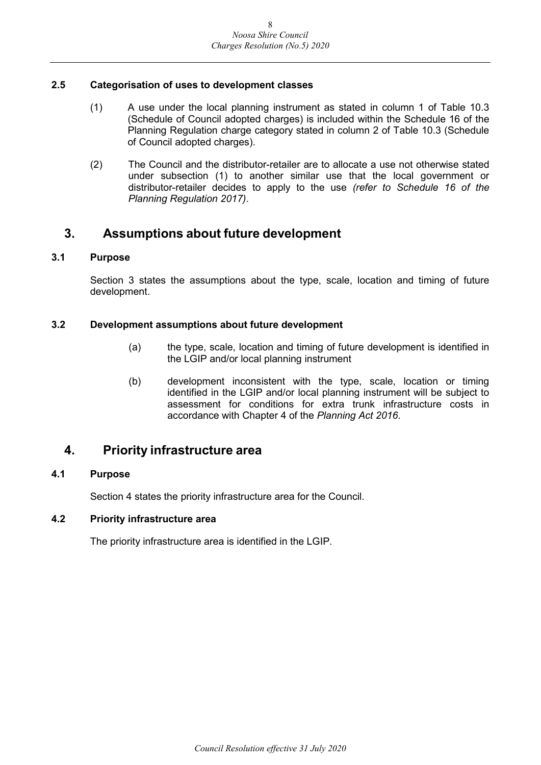### 2.5 Categorisation of uses to development classes

(1) A use under the local planning instrument as stated in column 1 of Table 10.3 (Schedule of Council adopted charges) is included within the Schedule 16 of the Planning Regulation charge category stated in column 2 of Table 10.3 (Schedule of Council adopted charges).

(2) The Council and the distributor-retailer are to allocate a use not otherwise stated under subsection (1) to another similar use that the local government or distributor-retailer decides to apply to the use *(refer to Schedule 16 of the Planning Regulation 2017)*.

## 3. Assumptions about future development

### 3.1 Purpose

Section 3 states the assumptions about the type, scale, location and timing of future development.

### 3.2 Development assumptions about future development

(a) the type, scale, location and timing of future development is identified in the LGIP and/or local planning instrument

(b) development inconsistent with the type, scale, location or timing identified in the LGIP and/or local planning instrument will be subject to assessment for conditions for extra trunk infrastructure costs in accordance with Chapter 4 of the *Planning Act 2016*.

## 4. Priority infrastructure area

### 4.1 Purpose

Section 4 states the priority infrastructure area for the Council.

### 4.2 Priority infrastructure area

The priority infrastructure area is identified in the LGIP.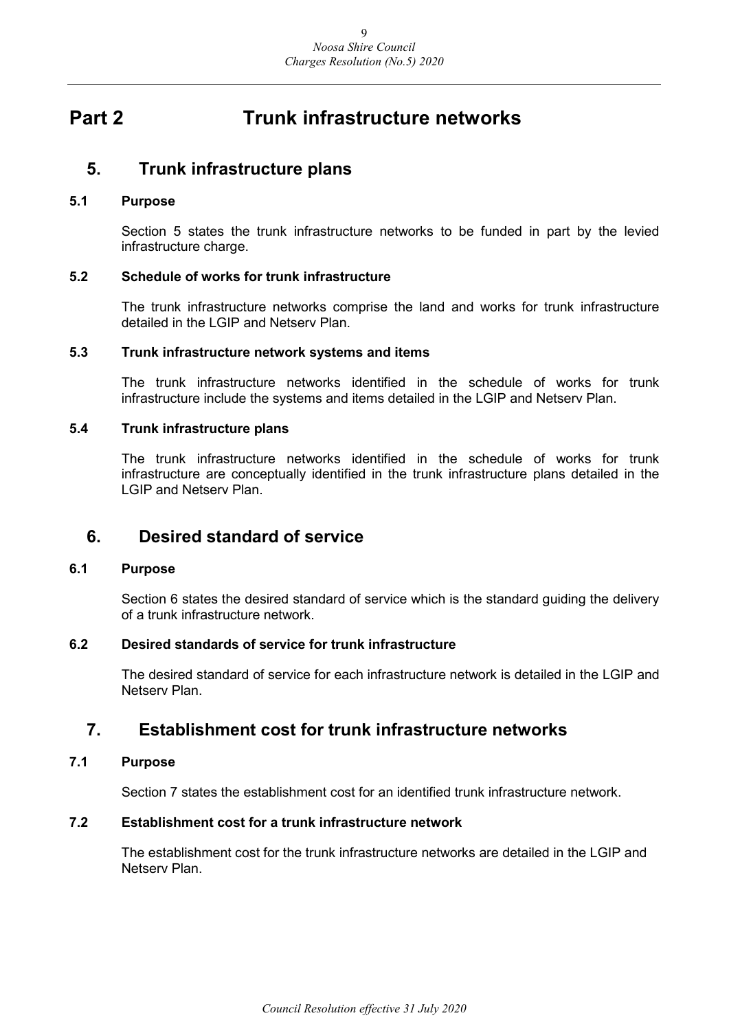# Part 2 Trunk infrastructure networks

## 5. Trunk infrastructure plans

### 5.1 Purpose

Section 5 states the trunk infrastructure networks to be funded in part by the levied infrastructure charge.

### 5.2 Schedule of works for trunk infrastructure

The trunk infrastructure networks comprise the land and works for trunk infrastructure detailed in the LGIP and Netserv Plan.

### 5.3 Trunk infrastructure network systems and items

The trunk infrastructure networks identified in the schedule of works for trunk infrastructure include the systems and items detailed in the LGIP and Netserv Plan.

### 5.4 Trunk infrastructure plans

The trunk infrastructure networks identified in the schedule of works for trunk infrastructure are conceptually identified in the trunk infrastructure plans detailed in the LGIP and Netserv Plan.

## 6. Desired standard of service

### 6.1 Purpose

Section 6 states the desired standard of service which is the standard guiding the delivery of a trunk infrastructure network.

### 6.2 Desired standards of service for trunk infrastructure

The desired standard of service for each infrastructure network is detailed in the LGIP and Netserv Plan.

## 7. Establishment cost for trunk infrastructure networks

### 7.1 Purpose

Section 7 states the establishment cost for an identified trunk infrastructure network.

### 7.2 Establishment cost for a trunk infrastructure network

The establishment cost for the trunk infrastructure networks are detailed in the LGIP and Netserv Plan.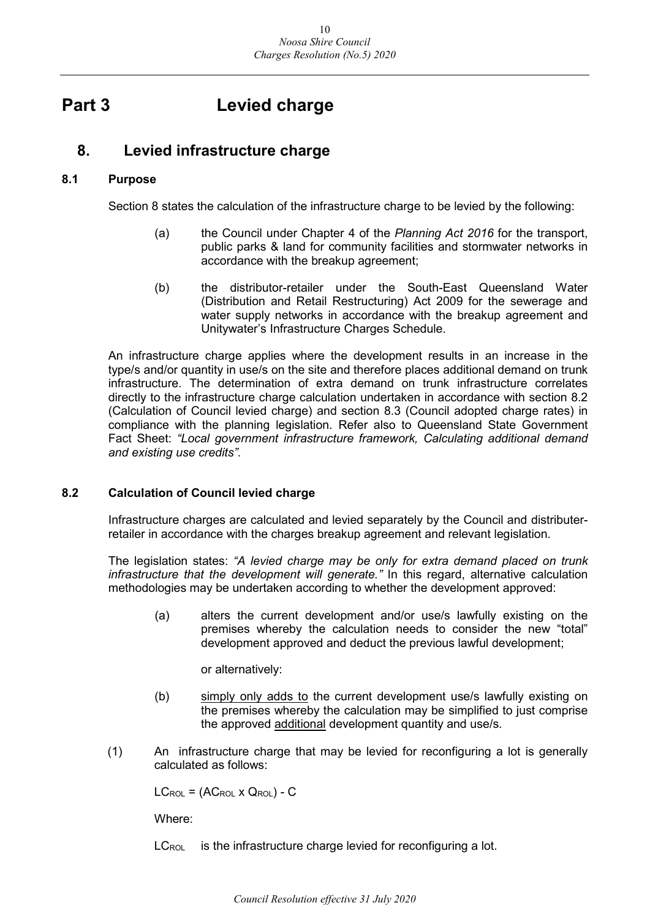# Part 3 Levied charge

## 8. Levied infrastructure charge

### 8.1 Purpose

Section 8 states the calculation of the infrastructure charge to be levied by the following:

(a) the Council under Chapter 4 of the *Planning Act 2016* for the transport, public parks & land for community facilities and stormwater networks in accordance with the breakup agreement;

(b) the distributor-retailer under the South-East Queensland Water (Distribution and Retail Restructuring) Act 2009 for the sewerage and water supply networks in accordance with the breakup agreement and Unitywater's Infrastructure Charges Schedule.

An infrastructure charge applies where the development results in an increase in the type/s and/or quantity in use/s on the site and therefore places additional demand on trunk infrastructure. The determination of extra demand on trunk infrastructure correlates directly to the infrastructure charge calculation undertaken in accordance with section 8.2 (Calculation of Council levied charge) and section 8.3 (Council adopted charge rates) in compliance with the planning legislation. Refer also to Queensland State Government Fact Sheet: *"Local government infrastructure framework, Calculating additional demand and existing use credits"*.

### 8.2 Calculation of Council levied charge

Infrastructure charges are calculated and levied separately by the Council and distributer-retailer in accordance with the charges breakup agreement and relevant legislation.

The legislation states: *"A levied charge may be only for extra demand placed on trunk infrastructure that the development will generate."* In this regard, alternative calculation methodologies may be undertaken according to whether the development approved:

(a) alters the current development and/or use/s lawfully existing on the premises whereby the calculation needs to consider the new "total" development approved and deduct the previous lawful development;

or alternatively:

(b) <u>simply only adds to</u> the current development use/s lawfully existing on the premises whereby the calculation may be simplified to just comprise the approved <u>additional</u> development quantity and use/s.

(1) An infrastructure charge that may be levied for reconfiguring a lot is generally calculated as follows:

$LC_{ROL} = (AC_{ROL} \times Q_{ROL}) - C$

Where:

$LC_{ROL}$ is the infrastructure charge levied for reconfiguring a lot.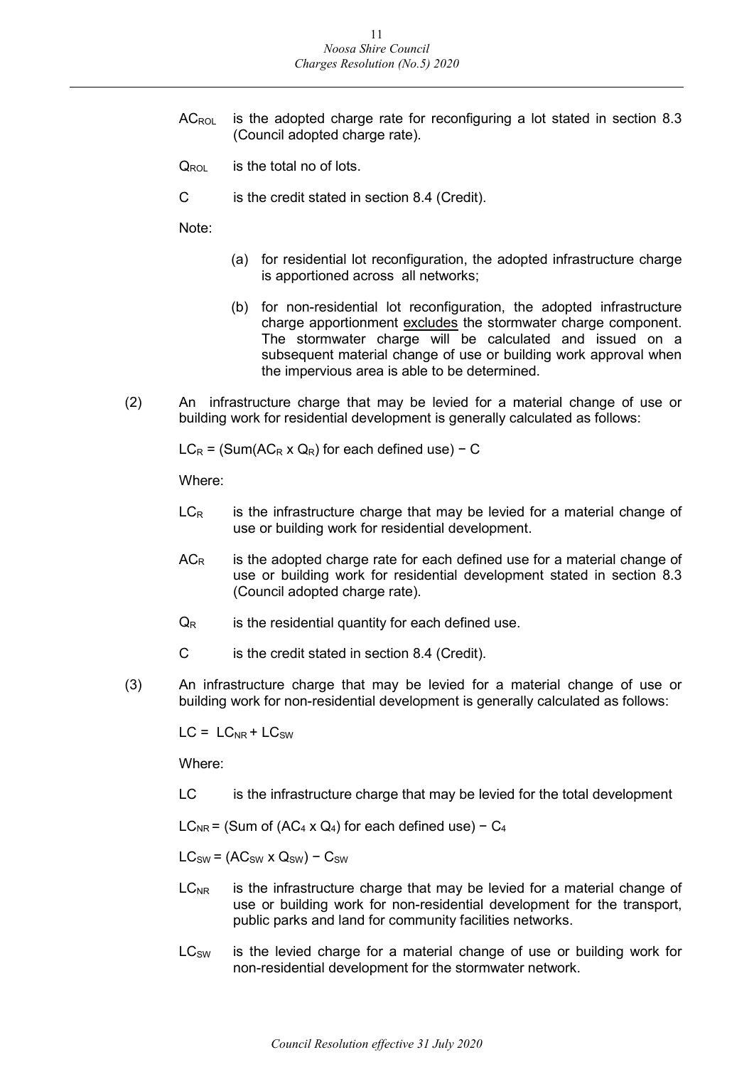$AC_{ROL}$ is the adopted charge rate for reconfiguring a lot stated in section 8.3 (Council adopted charge rate).

$Q_{ROL}$ is the total no of lots.

C is the credit stated in section 8.4 (Credit).

Note:

(a) for residential lot reconfiguration, the adopted infrastructure charge is apportioned across all networks;

(b) for non-residential lot reconfiguration, the adopted infrastructure charge apportionment excludes the stormwater charge component. The stormwater charge will be calculated and issued on a subsequent material change of use or building work approval when the impervious area is able to be determined.

(2) An infrastructure charge that may be levied for a material change of use or building work for residential development is generally calculated as follows:

$LC_R = (\text{Sum}(AC_R \times Q_R) \text{ for each defined use}) - C$

Where:

$LC_R$ is the infrastructure charge that may be levied for a material change of use or building work for residential development.

$AC_R$ is the adopted charge rate for each defined use for a material change of use or building work for residential development stated in section 8.3 (Council adopted charge rate).

$Q_R$ is the residential quantity for each defined use.

C is the credit stated in section 8.4 (Credit).

(3) An infrastructure charge that may be levied for a material change of use or building work for non-residential development is generally calculated as follows:

$LC = LC_{NR} + LC_{SW}$

Where:

LC is the infrastructure charge that may be levied for the total development

$LC_{NR} = (\text{Sum of } (AC_4 \times Q_4) \text{ for each defined use}) - C_4$

$LC_{SW} = (AC_{SW} \times Q_{SW}) - C_{SW}$

$LC_{NR}$ is the infrastructure charge that may be levied for a material change of use or building work for non-residential development for the transport, public parks and land for community facilities networks.

$LC_{SW}$ is the levied charge for a material change of use or building work for non-residential development for the stormwater network.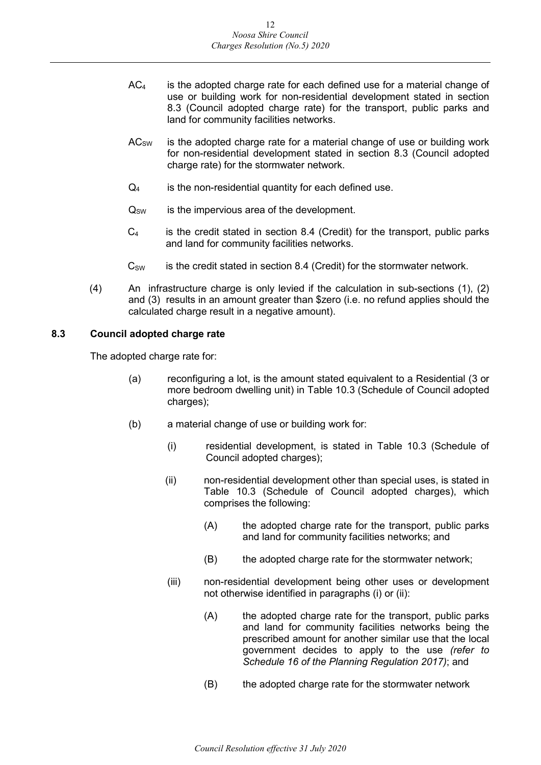$AC_4$ is the adopted charge rate for each defined use for a material change of use or building work for non-residential development stated in section 8.3 (Council adopted charge rate) for the transport, public parks and land for community facilities networks.

$AC_{SW}$ is the adopted charge rate for a material change of use or building work for non-residential development stated in section 8.3 (Council adopted charge rate) for the stormwater network.

$Q_4$ is the non-residential quantity for each defined use.

$Q_{SW}$ is the impervious area of the development.

$C_4$ is the credit stated in section 8.4 (Credit) for the transport, public parks and land for community facilities networks.

$C_{SW}$ is the credit stated in section 8.4 (Credit) for the stormwater network.

(4) An infrastructure charge is only levied if the calculation in sub-sections (1), (2) and (3) results in an amount greater than $zero (i.e. no refund applies should the calculated charge result in a negative amount).

### 8.3 Council adopted charge rate

The adopted charge rate for:

(a) reconfiguring a lot, is the amount stated equivalent to a Residential (3 or more bedroom dwelling unit) in Table 10.3 (Schedule of Council adopted charges);

(b) a material change of use or building work for:

(i) residential development, is stated in Table 10.3 (Schedule of Council adopted charges);

(ii) non-residential development other than special uses, is stated in Table 10.3 (Schedule of Council adopted charges), which comprises the following:

(A) the adopted charge rate for the transport, public parks and land for community facilities networks; and

(B) the adopted charge rate for the stormwater network;

(iii) non-residential development being other uses or development not otherwise identified in paragraphs (i) or (ii):

(A) the adopted charge rate for the transport, public parks and land for community facilities networks being the prescribed amount for another similar use that the local government decides to apply to the use *(refer to Schedule 16 of the Planning Regulation 2017)*; and

(B) the adopted charge rate for the stormwater network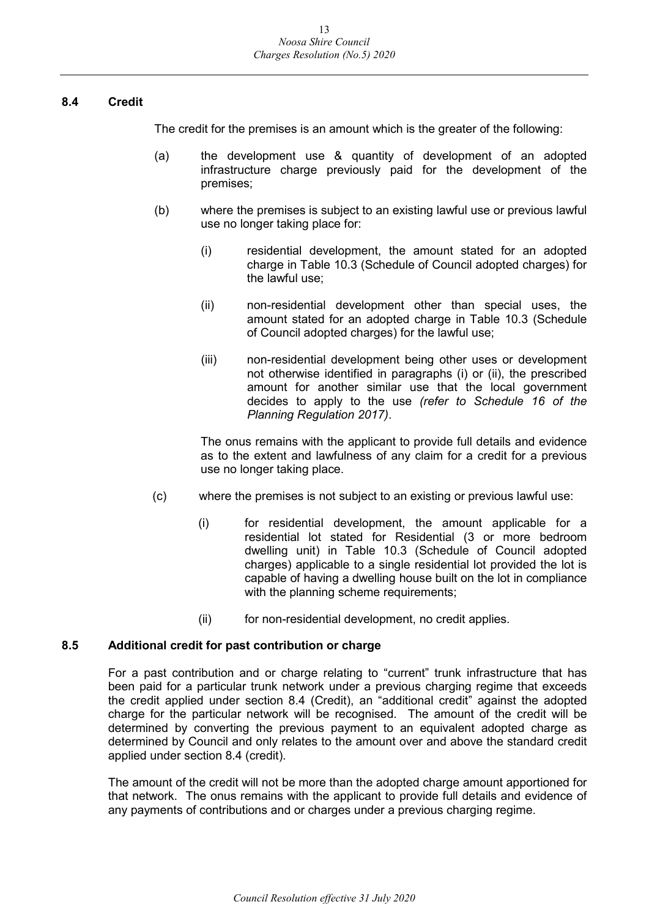## 8.4 Credit

The credit for the premises is an amount which is the greater of the following:

(a) the development use & quantity of development of an adopted infrastructure charge previously paid for the development of the premises;

(b) where the premises is subject to an existing lawful use or previous lawful use no longer taking place for:

(i) residential development, the amount stated for an adopted charge in Table 10.3 (Schedule of Council adopted charges) for the lawful use;

(ii) non-residential development other than special uses, the amount stated for an adopted charge in Table 10.3 (Schedule of Council adopted charges) for the lawful use;

(iii) non-residential development being other uses or development not otherwise identified in paragraphs (i) or (ii), the prescribed amount for another similar use that the local government decides to apply to the use *(refer to Schedule 16 of the Planning Regulation 2017)*.

The onus remains with the applicant to provide full details and evidence as to the extent and lawfulness of any claim for a credit for a previous use no longer taking place.

(c) where the premises is not subject to an existing or previous lawful use:

(i) for residential development, the amount applicable for a residential lot stated for Residential (3 or more bedroom dwelling unit) in Table 10.3 (Schedule of Council adopted charges) applicable to a single residential lot provided the lot is capable of having a dwelling house built on the lot in compliance with the planning scheme requirements;

(ii) for non-residential development, no credit applies.

## 8.5 Additional credit for past contribution or charge

For a past contribution and or charge relating to "current" trunk infrastructure that has been paid for a particular trunk network under a previous charging regime that exceeds the credit applied under section 8.4 (Credit), an "additional credit" against the adopted charge for the particular network will be recognised. The amount of the credit will be determined by converting the previous payment to an equivalent adopted charge as determined by Council and only relates to the amount over and above the standard credit applied under section 8.4 (credit).

The amount of the credit will not be more than the adopted charge amount apportioned for that network. The onus remains with the applicant to provide full details and evidence of any payments of contributions and or charges under a previous charging regime.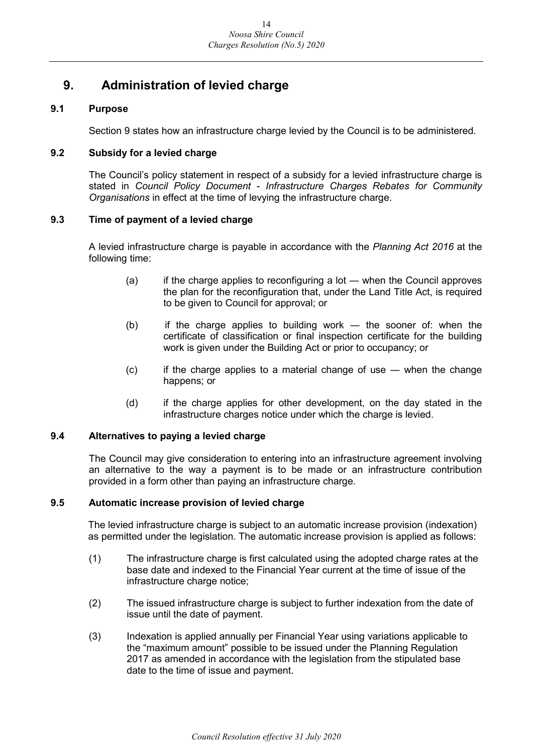# 9. Administration of levied charge

### 9.1 Purpose

Section 9 states how an infrastructure charge levied by the Council is to be administered.

### 9.2 Subsidy for a levied charge

The Council's policy statement in respect of a subsidy for a levied infrastructure charge is stated in *Council Policy Document - Infrastructure Charges Rebates for Community Organisations* in effect at the time of levying the infrastructure charge.

### 9.3 Time of payment of a levied charge

A levied infrastructure charge is payable in accordance with the *Planning Act 2016* at the following time:

(a) if the charge applies to reconfiguring a lot — when the Council approves the plan for the reconfiguration that, under the Land Title Act, is required to be given to Council for approval; or

(b) if the charge applies to building work — the sooner of: when the certificate of classification or final inspection certificate for the building work is given under the Building Act or prior to occupancy; or

(c) if the charge applies to a material change of use — when the change happens; or

(d) if the charge applies for other development, on the day stated in the infrastructure charges notice under which the charge is levied.

### 9.4 Alternatives to paying a levied charge

The Council may give consideration to entering into an infrastructure agreement involving an alternative to the way a payment is to be made or an infrastructure contribution provided in a form other than paying an infrastructure charge.

### 9.5 Automatic increase provision of levied charge

The levied infrastructure charge is subject to an automatic increase provision (indexation) as permitted under the legislation. The automatic increase provision is applied as follows:

(1) The infrastructure charge is first calculated using the adopted charge rates at the base date and indexed to the Financial Year current at the time of issue of the infrastructure charge notice;

(2) The issued infrastructure charge is subject to further indexation from the date of issue until the date of payment.

(3) Indexation is applied annually per Financial Year using variations applicable to the "maximum amount" possible to be issued under the Planning Regulation 2017 as amended in accordance with the legislation from the stipulated base date to the time of issue and payment.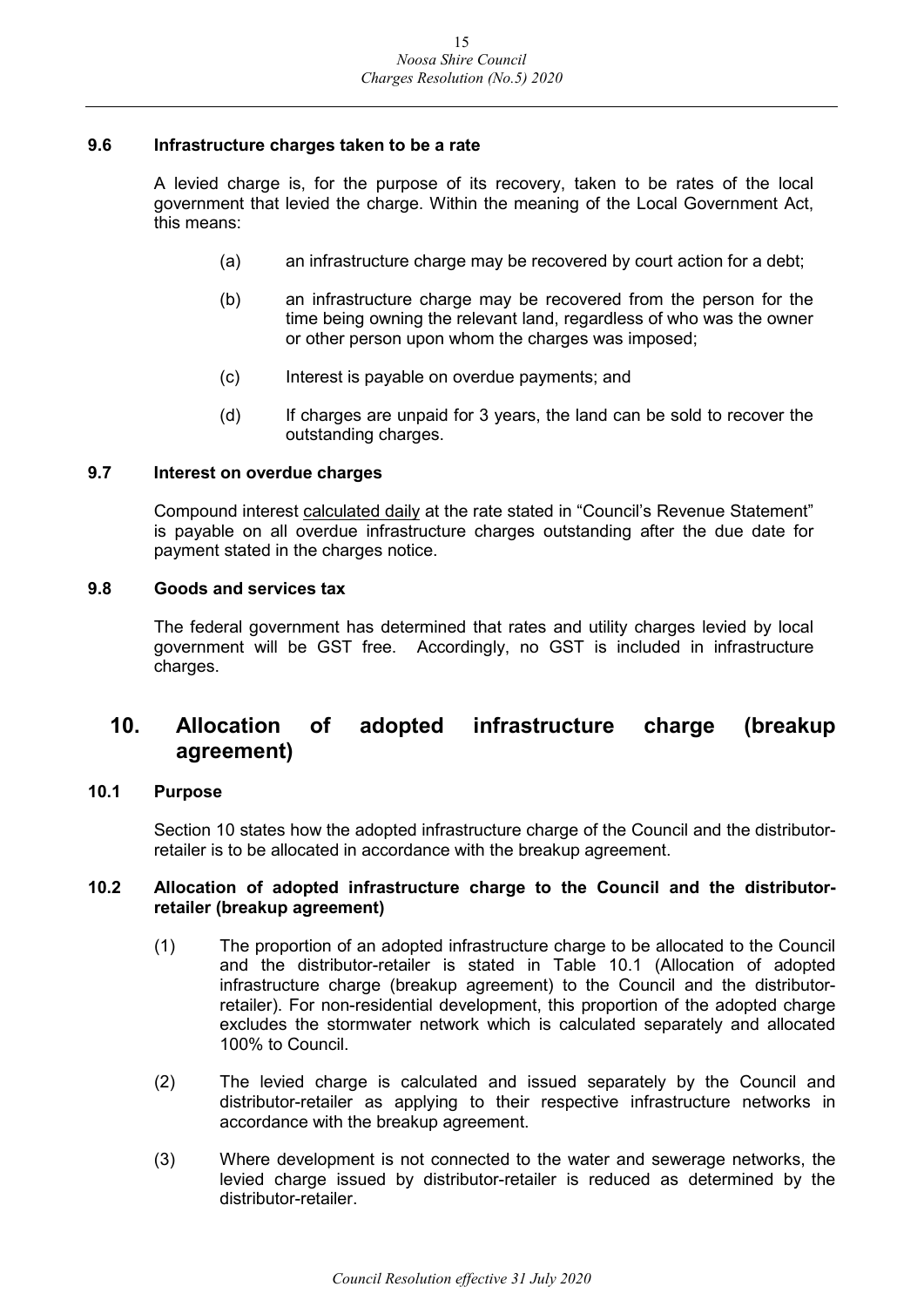### 9.6 Infrastructure charges taken to be a rate

A levied charge is, for the purpose of its recovery, taken to be rates of the local government that levied the charge. Within the meaning of the Local Government Act, this means:

(a) an infrastructure charge may be recovered by court action for a debt;

(b) an infrastructure charge may be recovered from the person for the time being owning the relevant land, regardless of who was the owner or other person upon whom the charges was imposed;

(c) Interest is payable on overdue payments; and

(d) If charges are unpaid for 3 years, the land can be sold to recover the outstanding charges.

### 9.7 Interest on overdue charges

Compound interest calculated daily at the rate stated in "Council's Revenue Statement" is payable on all overdue infrastructure charges outstanding after the due date for payment stated in the charges notice.

### 9.8 Goods and services tax

The federal government has determined that rates and utility charges levied by local government will be GST free. Accordingly, no GST is included in infrastructure charges.

## 10. Allocation of adopted infrastructure charge (breakup agreement)

### 10.1 Purpose

Section 10 states how the adopted infrastructure charge of the Council and the distributor-retailer is to be allocated in accordance with the breakup agreement.

### 10.2 Allocation of adopted infrastructure charge to the Council and the distributor-retailer (breakup agreement)

(1) The proportion of an adopted infrastructure charge to be allocated to the Council and the distributor-retailer is stated in Table 10.1 (Allocation of adopted infrastructure charge (breakup agreement) to the Council and the distributor-retailer). For non-residential development, this proportion of the adopted charge excludes the stormwater network which is calculated separately and allocated 100% to Council.

(2) The levied charge is calculated and issued separately by the Council and distributor-retailer as applying to their respective infrastructure networks in accordance with the breakup agreement.

(3) Where development is not connected to the water and sewerage networks, the levied charge issued by distributor-retailer is reduced as determined by the distributor-retailer.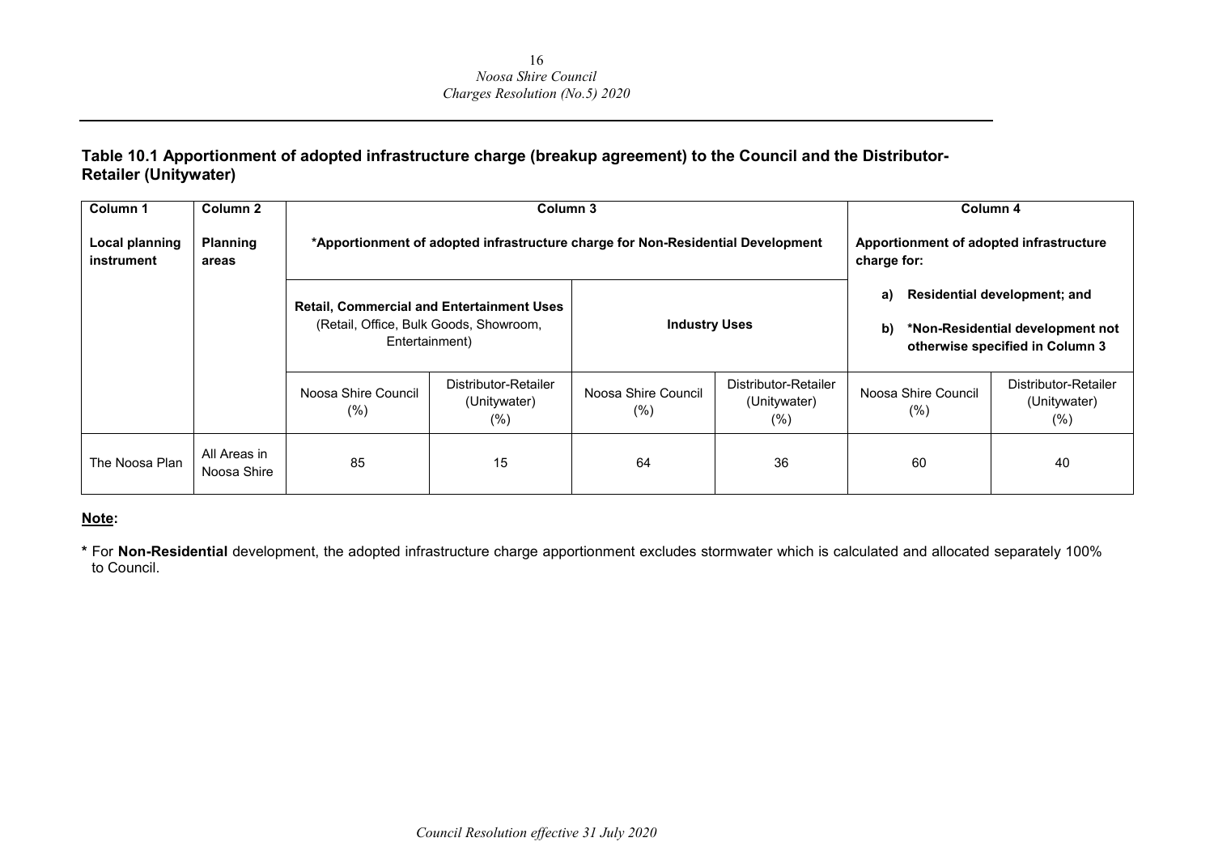**Table 10.1 Apportionment of adopted infrastructure charge (breakup agreement) to the Council and the Distributor-Retailer (Unitywater)**

| **Column 1** | **Column 2** | **Column 3** | | | | **Column 4** | |
|---|---|---|---|---|---|---|---|
| **Local planning instrument** | **Planning areas** | ***Apportionment of adopted infrastructure charge for Non-Residential Development** | | | | **Apportionment of adopted infrastructure charge for:** | |
| | | **Retail, Commercial and Entertainment Uses** (Retail, Office, Bulk Goods, Showroom, Entertainment) | | **Industry Uses** | | **a) Residential development; and** **b) *Non-Residential development not otherwise specified in Column 3** | |
| | | Noosa Shire Council (%) | Distributor-Retailer (Unitywater) (%) | Noosa Shire Council (%) | Distributor-Retailer (Unitywater) (%) | Noosa Shire Council (%) | Distributor-Retailer (Unitywater) (%) |
| The Noosa Plan | All Areas in Noosa Shire | 85 | 15 | 64 | 36 | 60 | 40 |

**Note:**

**\*** For **Non-Residential** development, the adopted infrastructure charge apportionment excludes stormwater which is calculated and allocated separately 100% to Council.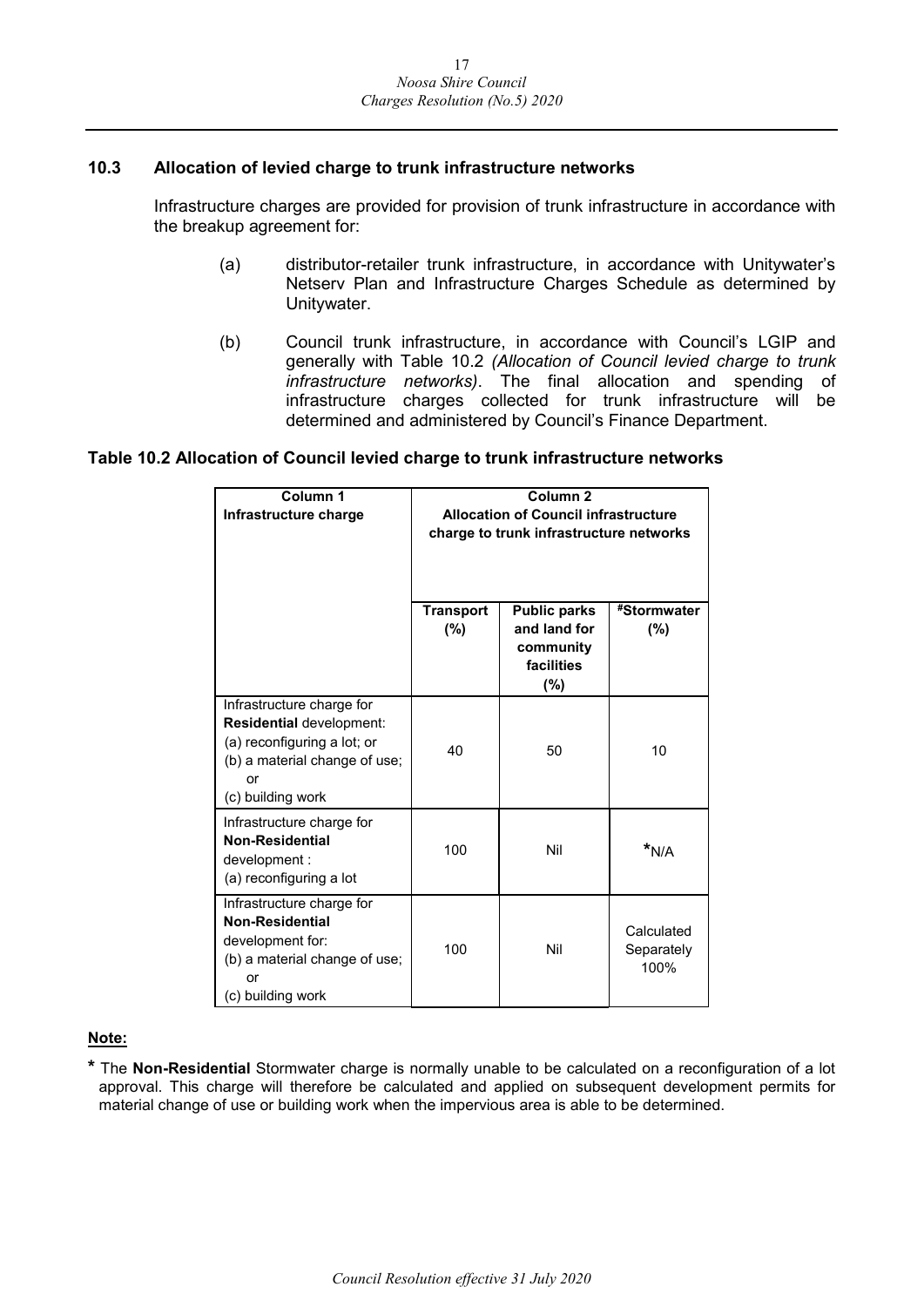### 10.3 Allocation of levied charge to trunk infrastructure networks

Infrastructure charges are provided for provision of trunk infrastructure in accordance with the breakup agreement for:

(a) distributor-retailer trunk infrastructure, in accordance with Unitywater's Netserv Plan and Infrastructure Charges Schedule as determined by Unitywater.

(b) Council trunk infrastructure, in accordance with Council's LGIP and generally with Table 10.2 *(Allocation of Council levied charge to trunk infrastructure networks)*. The final allocation and spending of infrastructure charges collected for trunk infrastructure will be determined and administered by Council's Finance Department.

**Table 10.2 Allocation of Council levied charge to trunk infrastructure networks**

| **Column 1**<br>**Infrastructure charge** | **Column 2**<br>**Allocation of Council infrastructure charge to trunk infrastructure networks** | | |
|---|---|---|---|
| | **Transport (%)** | **Public parks and land for community facilities (%)** | **#Stormwater (%)** |
| Infrastructure charge for **Residential** development:<br>(a) reconfiguring a lot; or<br>(b) a material change of use; or<br>(c) building work | 40 | 50 | 10 |
| Infrastructure charge for **Non-Residential** development :<br>(a) reconfiguring a lot | 100 | Nil | *N/A |
| Infrastructure charge for **Non-Residential** development for:<br>(b) a material change of use; or<br>(c) building work | 100 | Nil | Calculated Separately 100% |

**Note:**

\* The **Non-Residential** Stormwater charge is normally unable to be calculated on a reconfiguration of a lot approval. This charge will therefore be calculated and applied on subsequent development permits for material change of use or building work when the impervious area is able to be determined.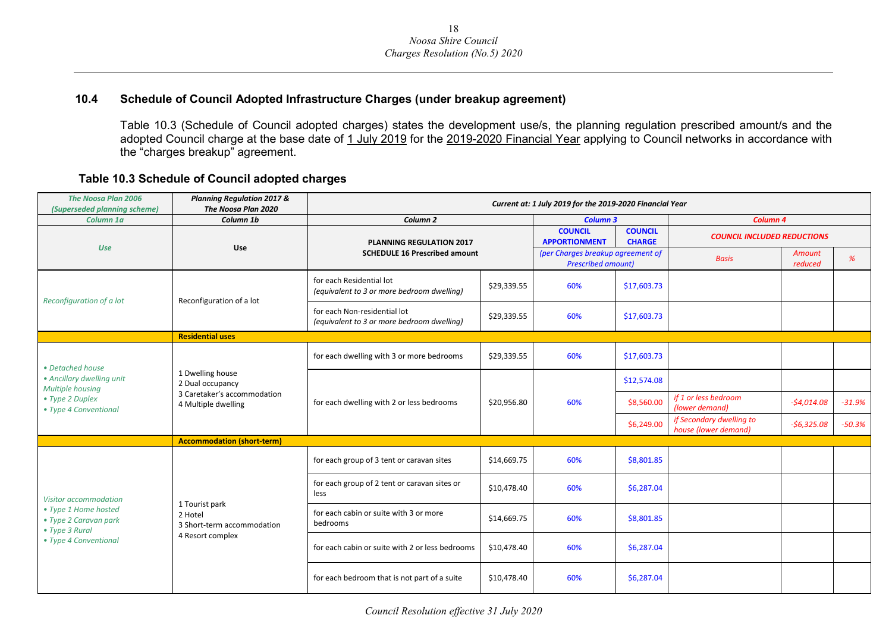## 10.4 Schedule of Council Adopted Infrastructure Charges (under breakup agreement)

Table 10.3 (Schedule of Council adopted charges) states the development use/s, the planning regulation prescribed amount/s and the adopted Council charge at the base date of 1 July 2019 for the 2019-2020 Financial Year applying to Council networks in accordance with the "charges breakup" agreement.

### Table 10.3 Schedule of Council adopted charges

| *The Noosa Plan 2006 (Superseded planning scheme)* | *Planning Regulation 2017 & The Noosa Plan 2020* | *Current at: 1 July 2019 for the 2019-2020 Financial Year* | | | | | | |
|---|---|---|---|---|---|---|---|---|
| *Column 1a* | *Column 1b* | *Column 2* | | *Column 3* | | *Column 4* | | |
| *Use* | **Use** | **PLANNING REGULATION 2017 SCHEDULE 16 Prescribed amount** | | **COUNCIL APPORTIONMENT** | **COUNCIL CHARGE** | ***COUNCIL INCLUDED REDUCTIONS*** | | |
| | | | | *(per Charges breakup agreement of Prescribed amount)* | | *Basis* | *Amount reduced* | *%* |
| *Reconfiguration of a lot* | Reconfiguration of a lot | for each Residential lot *(equivalent to 3 or more bedroom dwelling)* | $29,339.55 | 60% | $17,603.73 | | | |
| | | for each Non-residential lot *(equivalent to 3 or more bedroom dwelling)* | $29,339.55 | 60% | $17,603.73 | | | |
| | **Residential uses** | | | | | | | |
| *• Detached house • Ancillary dwelling unit Multiple housing • Type 2 Duplex • Type 4 Conventional* | 1 Dwelling house 2 Dual occupancy 3 Caretaker's accommodation 4 Multiple dwelling | for each dwelling with 3 or more bedrooms | $29,339.55 | 60% | $17,603.73 | | | |
| | | for each dwelling with 2 or less bedrooms | $20,956.80 | 60% | $12,574.08 | | | |
| | | | | | $8,560.00 | *if 1 or less bedroom (lower demand)* | *-$4,014.08* | *-31.9%* |
| | | | | | $6,249.00 | *if Secondary dwelling to house (lower demand)* | *-$6,325.08* | *-50.3%* |
| | **Accommodation (short-term)** | | | | | | | |
| *Visitor accommodation • Type 1 Home hosted • Type 2 Caravan park • Type 3 Rural • Type 4 Conventional* | 1 Tourist park 2 Hotel 3 Short-term accommodation 4 Resort complex | for each group of 3 tent or caravan sites | $14,669.75 | 60% | $8,801.85 | | | |
| | | for each group of 2 tent or caravan sites or less | $10,478.40 | 60% | $6,287.04 | | | |
| | | for each cabin or suite with 3 or more bedrooms | $14,669.75 | 60% | $8,801.85 | | | |
| | | for each cabin or suite with 2 or less bedrooms | $10,478.40 | 60% | $6,287.04 | | | |
| | | for each bedroom that is not part of a suite | $10,478.40 | 60% | $6,287.04 | | | |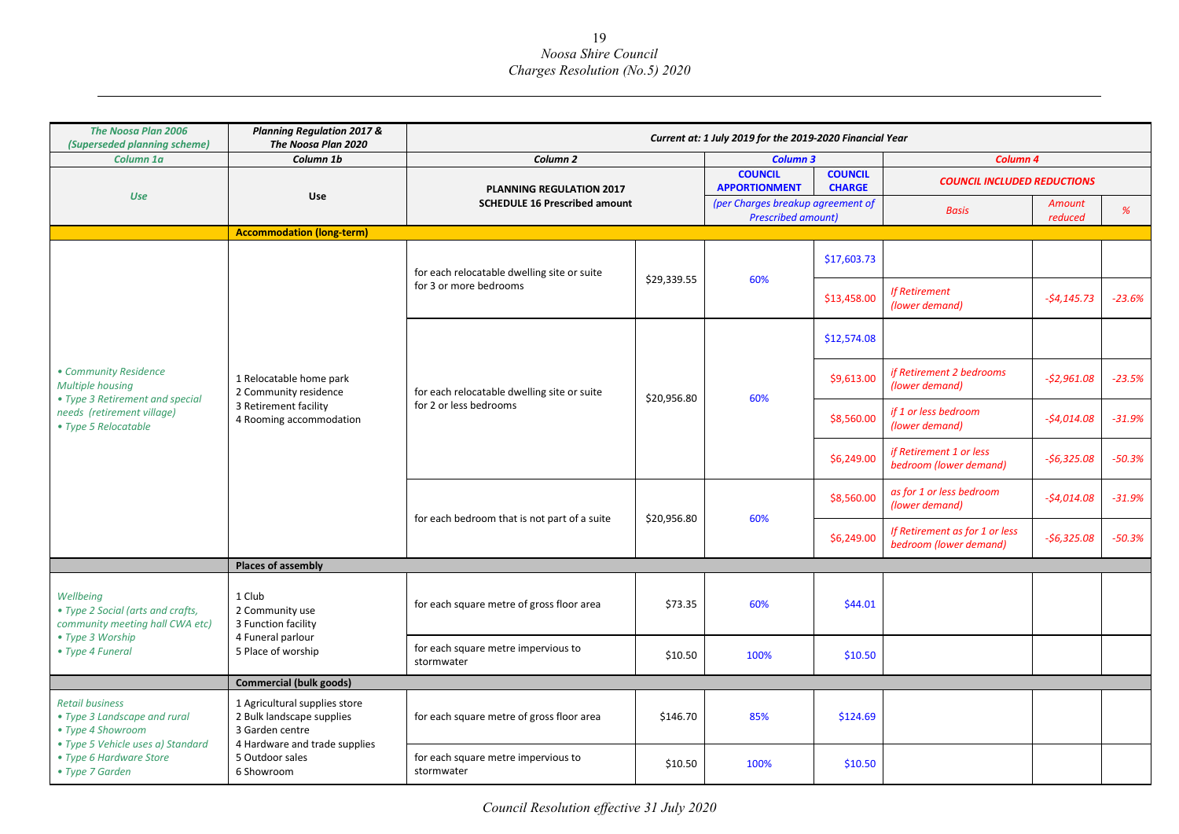| The Noosa Plan 2006 (Superseded planning scheme) | Planning Regulation 2017 & The Noosa Plan 2020 | Current at: 1 July 2019 for the 2019-2020 Financial Year | | | | | | |
|---|---|---|---|---|---|---|---|---|
| Column 1a | Column 1b | Column 2 | | Column 3 | | Column 4 | | |
| Use | Use | PLANNING REGULATION 2017 SCHEDULE 16 Prescribed amount | | COUNCIL APPORTIONMENT (per Charges breakup agreement of Prescribed amount) | COUNCIL CHARGE | COUNCIL INCLUDED REDUCTIONS | | |
| | | | | | | Basis | Amount reduced | % |
| | **Accommodation (long-term)** | | | | | | | |
| • Community Residence Multiple housing • Type 3 Retirement and special needs (retirement village) • Type 5 Relocatable | 1 Relocatable home park 2 Community residence 3 Retirement facility 4 Rooming accommodation | for each relocatable dwelling site or suite for 3 or more bedrooms | $29,339.55 | 60% | $17,603.73 | | | |
| | | | | | $13,458.00 | If Retirement (lower demand) | -$4,145.73 | -23.6% |
| | | for each relocatable dwelling site or suite for 2 or less bedrooms | $20,956.80 | 60% | $12,574.08 | | | |
| | | | | | $9,613.00 | if Retirement 2 bedrooms (lower demand) | -$2,961.08 | -23.5% |
| | | | | | $8,560.00 | if 1 or less bedroom (lower demand) | -$4,014.08 | -31.9% |
| | | | | | $6,249.00 | if Retirement 1 or less bedroom (lower demand) | -$6,325.08 | -50.3% |
| | | for each bedroom that is not part of a suite | $20,956.80 | 60% | $8,560.00 | as for 1 or less bedroom (lower demand) | -$4,014.08 | -31.9% |
| | | | | | $6,249.00 | If Retirement as for 1 or less bedroom (lower demand) | -$6,325.08 | -50.3% |
| | **Places of assembly** | | | | | | | |
| Wellbeing • Type 2 Social (arts and crafts, community meeting hall CWA etc) • Type 3 Worship • Type 4 Funeral | 1 Club 2 Community use 3 Function facility 4 Funeral parlour 5 Place of worship | for each square metre of gross floor area | $73.35 | 60% | $44.01 | | | |
| | | for each square metre impervious to stormwater | $10.50 | 100% | $10.50 | | | |
| | **Commercial (bulk goods)** | | | | | | | |
| Retail business • Type 3 Landscape and rural • Type 4 Showroom • Type 5 Vehicle uses a) Standard • Type 6 Hardware Store • Type 7 Garden | 1 Agricultural supplies store 2 Bulk landscape supplies 3 Garden centre 4 Hardware and trade supplies 5 Outdoor sales 6 Showroom | for each square metre of gross floor area | $146.70 | 85% | $124.69 | | | |
| | | for each square metre impervious to stormwater | $10.50 | 100% | $10.50 | | | |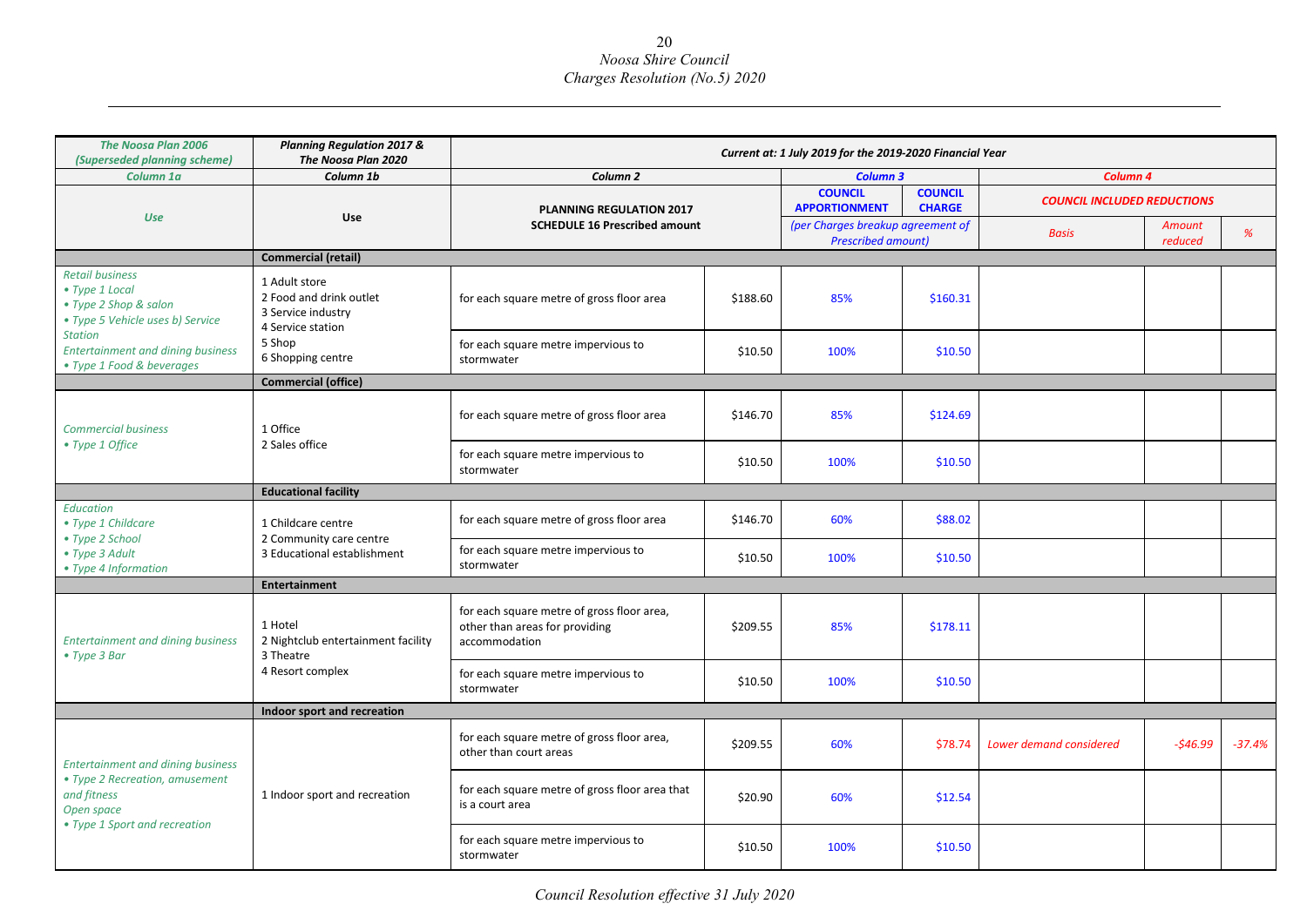| The Noosa Plan 2006 (Superseded planning scheme) | Planning Regulation 2017 & The Noosa Plan 2020 | Current at: 1 July 2019 for the 2019-2020 Financial Year | | | | | | |
|---|---|---|---|---|---|---|---|---|
| Column 1a | Column 1b | Column 2 | | Column 3 | | Column 4 | | |
| Use | Use | PLANNING REGULATION 2017 SCHEDULE 16 Prescribed amount | | COUNCIL APPORTIONMENT | COUNCIL CHARGE | COUNCIL INCLUDED REDUCTIONS | | |
| | | | | (per Charges breakup agreement of Prescribed amount) | | Basis | Amount reduced | % |
| | **Commercial (retail)** | | | | | | | |
| Retail business<br>• Type 1 Local<br>• Type 2 Shop & salon<br>• Type 5 Vehicle uses b) Service Station<br>Entertainment and dining business<br>• Type 1 Food & beverages | 1 Adult store<br>2 Food and drink outlet<br>3 Service industry<br>4 Service station<br>5 Shop<br>6 Shopping centre | for each square metre of gross floor area | $188.60 | 85% | $160.31 | | | |
| | | for each square metre impervious to stormwater | $10.50 | 100% | $10.50 | | | |
| | **Commercial (office)** | | | | | | | |
| Commercial business<br>• Type 1 Office | 1 Office<br>2 Sales office | for each square metre of gross floor area | $146.70 | 85% | $124.69 | | | |
| | | for each square metre impervious to stormwater | $10.50 | 100% | $10.50 | | | |
| | **Educational facility** | | | | | | | |
| Education<br>• Type 1 Childcare<br>• Type 2 School<br>• Type 3 Adult<br>• Type 4 Information | 1 Childcare centre<br>2 Community care centre<br>3 Educational establishment | for each square metre of gross floor area | $146.70 | 60% | $88.02 | | | |
| | | for each square metre impervious to stormwater | $10.50 | 100% | $10.50 | | | |
| | **Entertainment** | | | | | | | |
| Entertainment and dining business<br>• Type 3 Bar | 1 Hotel<br>2 Nightclub entertainment facility<br>3 Theatre<br>4 Resort complex | for each square metre of gross floor area, other than areas for providing accommodation | $209.55 | 85% | $178.11 | | | |
| | | for each square metre impervious to stormwater | $10.50 | 100% | $10.50 | | | |
| | **Indoor sport and recreation** | | | | | | | |
| Entertainment and dining business<br>• Type 2 Recreation, amusement and fitness<br>Open space<br>• Type 1 Sport and recreation | 1 Indoor sport and recreation | for each square metre of gross floor area, other than court areas | $209.55 | 60% | $78.74 | Lower demand considered | -$46.99 | -37.4% |
| | | for each square metre of gross floor area that is a court area | $20.90 | 60% | $12.54 | | | |
| | | for each square metre impervious to stormwater | $10.50 | 100% | $10.50 | | | |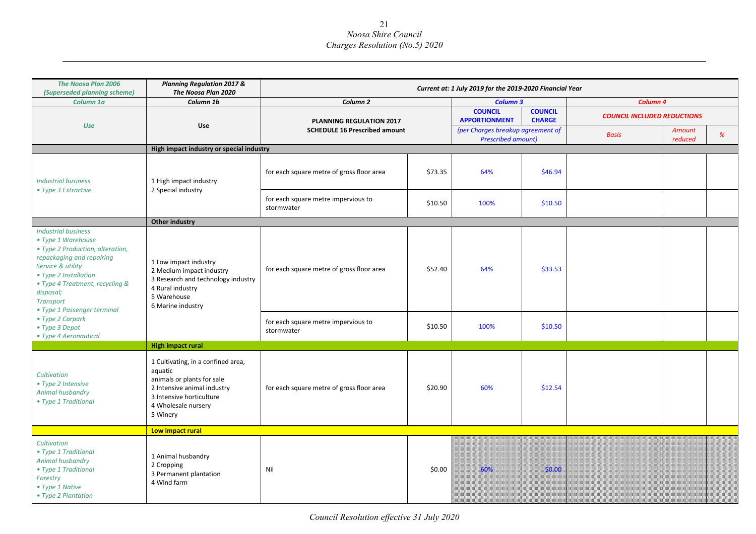| The Noosa Plan 2006 (Superseded planning scheme) | Planning Regulation 2017 & The Noosa Plan 2020 | Current at: 1 July 2019 for the 2019-2020 Financial Year | | | | | | |
|---|---|---|---|---|---|---|---|---|
| Column 1a | Column 1b | Column 2 | | Column 3 | | Column 4 | | |
| Use | Use | PLANNING REGULATION 2017 SCHEDULE 16 Prescribed amount | | COUNCIL APPORTIONMENT | COUNCIL CHARGE | COUNCIL INCLUDED REDUCTIONS | | |
| | | | | (per Charges breakup agreement of Prescribed amount) | | Basis | Amount reduced | % |
| | **High impact industry or special industry** | | | | | | | |
| *Industrial business* • *Type 3 Extractive* | 1 High impact industry 2 Special industry | for each square metre of gross floor area | $73.35 | 64% | $46.94 | | | |
| | | for each square metre impervious to stormwater | $10.50 | 100% | $10.50 | | | |
| | **Other industry** | | | | | | | |
| *Industrial business* • *Type 1 Warehouse* • *Type 2 Production, alteration, repackaging and repairing* *Service & utility* • *Type 2 Installation* • *Type 4 Treatment, recycling & disposal;* *Transport* • *Type 1 Passenger terminal* • *Type 2 Carpark* • *Type 3 Depot* • *Type 4 Aeronautical* | 1 Low impact industry 2 Medium impact industry 3 Research and technology industry 4 Rural industry 5 Warehouse 6 Marine industry | for each square metre of gross floor area | $52.40 | 64% | $33.53 | | | |
| | | for each square metre impervious to stormwater | $10.50 | 100% | $10.50 | | | |
| | **High impact rural** | | | | | | | |
| *Cultivation* • *Type 2 Intensive* *Animal husbandry* • *Type 1 Traditional* | 1 Cultivating, in a confined area, aquatic animals or plants for sale 2 Intensive animal industry 3 Intensive horticulture 4 Wholesale nursery 5 Winery | for each square metre of gross floor area | $20.90 | 60% | $12.54 | | | |
| | **Low impact rural** | | | | | | | |
| *Cultivation* • *Type 1 Traditional* *Animal husbandry* • *Type 1 Traditional* *Forestry* • *Type 1 Native* • *Type 2 Plantation* | 1 Animal husbandry 2 Cropping 3 Permanent plantation 4 Wind farm | Nil | $0.00 | 60% | $0.00 | | | |

*Council Resolution effective 31 July 2020*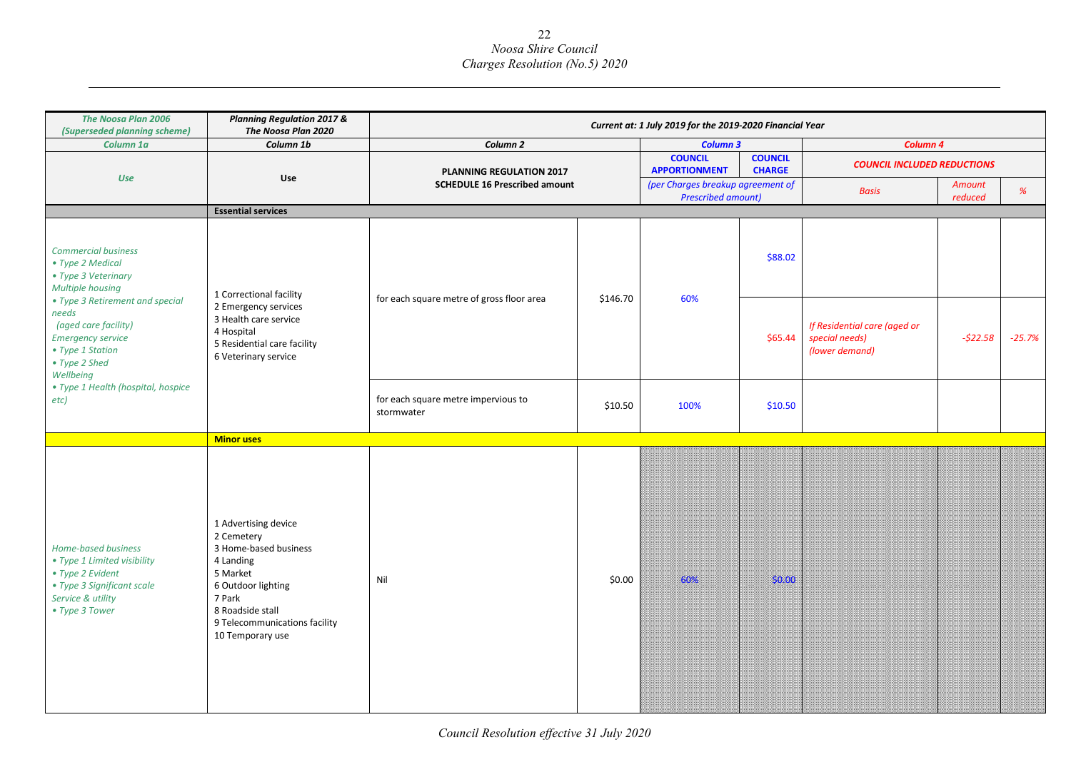| The Noosa Plan 2006 (Superseded planning scheme) | Planning Regulation 2017 & The Noosa Plan 2020 | Current at: 1 July 2019 for the 2019-2020 Financial Year | | | | | | |
|---|---|---|---|---|---|---|---|---|
| Column 1a | Column 1b | Column 2 | | Column 3 | | Column 4 | | |
| Use | Use | PLANNING REGULATION 2017 SCHEDULE 16 Prescribed amount | | COUNCIL APPORTIONMENT | COUNCIL CHARGE | COUNCIL INCLUDED REDUCTIONS | | |
| | | | | (per Charges breakup agreement of Prescribed amount) | | Basis | Amount reduced | % |
| | **Essential services** | | | | | | | |
| Commercial business<br>• Type 2 Medical<br>• Type 3 Veterinary<br>Multiple housing<br>• Type 3 Retirement and special needs<br>(aged care facility)<br>Emergency service<br>• Type 1 Station<br>• Type 2 Shed<br>Wellbeing<br>• Type 1 Health (hospital, hospice etc) | 1 Correctional facility<br>2 Emergency services<br>3 Health care service<br>4 Hospital<br>5 Residential care facility<br>6 Veterinary service | for each square metre of gross floor area | $146.70 | 60% | $88.02 | | | |
| | | | | | $65.44 | If Residential care (aged or special needs) (lower demand) | -$22.58 | -25.7% |
| | | for each square metre impervious to stormwater | $10.50 | 100% | $10.50 | | | |
| | **Minor uses** | | | | | | | |
| Home-based business<br>• Type 1 Limited visibility<br>• Type 2 Evident<br>• Type 3 Significant scale<br>Service & utility<br>• Type 3 Tower | 1 Advertising device<br>2 Cemetery<br>3 Home-based business<br>4 Landing<br>5 Market<br>6 Outdoor lighting<br>7 Park<br>8 Roadside stall<br>9 Telecommunications facility<br>10 Temporary use | Nil | $0.00 | 60% | $0.00 | | | |

Council Resolution effective 31 July 2020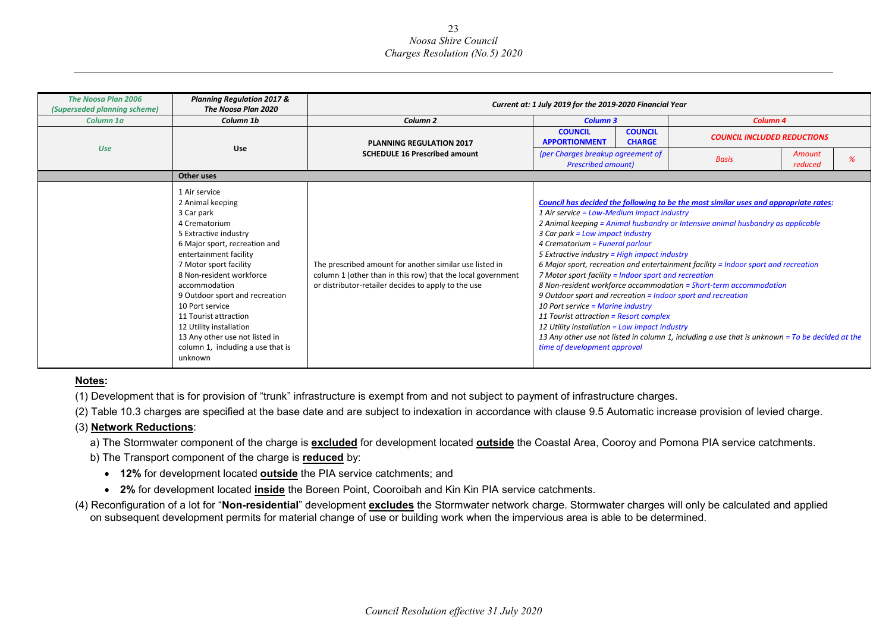| The Noosa Plan 2006 (Superseded planning scheme) | Planning Regulation 2017 & The Noosa Plan 2020 | Current at: 1 July 2019 for the 2019-2020 Financial Year | | | | | |
|---|---|---|---|---|---|---|---|
| Column 1a | Column 1b | Column 2 | Column 3 | | Column 4 | | |
| Use | Use | PLANNING REGULATION 2017 SCHEDULE 16 Prescribed amount | COUNCIL APPORTIONMENT | COUNCIL CHARGE | COUNCIL INCLUDED REDUCTIONS | | |
| | | | (per Charges breakup agreement of Prescribed amount) | | Basis | Amount reduced | % |
| | **Other uses** | | | | | | |
| | 1 Air service<br>2 Animal keeping<br>3 Car park<br>4 Crematorium<br>5 Extractive industry<br>6 Major sport, recreation and entertainment facility<br>7 Motor sport facility<br>8 Non-resident workforce accommodation<br>9 Outdoor sport and recreation<br>10 Port service<br>11 Tourist attraction<br>12 Utility installation<br>13 Any other use not listed in column 1, including a use that is unknown | The prescribed amount for another similar use listed in column 1 (other than in this row) that the local government or distributor-retailer decides to apply to the use | ***Council has decided the following to be the most similar uses and appropriate rates:***<br>*1 Air service = Low-Medium impact industry*<br>*2 Animal keeping = Animal husbandry or Intensive animal husbandry as applicable*<br>*3 Car park = Low impact industry*<br>*4 Crematorium = Funeral parlour*<br>*5 Extractive industry = High impact industry*<br>*6 Major sport, recreation and entertainment facility = Indoor sport and recreation*<br>*7 Motor sport facility = Indoor sport and recreation*<br>*8 Non-resident workforce accommodation = Short-term accommodation*<br>*9 Outdoor sport and recreation = Indoor sport and recreation*<br>*10 Port service = Marine industry*<br>*11 Tourist attraction = Resort complex*<br>*12 Utility installation = Low impact industry*<br>*13 Any other use not listed in column 1, including a use that is unknown = To be decided at the time of development approval* | | | | |

**Notes:**

(1) Development that is for provision of "trunk" infrastructure is exempt from and not subject to payment of infrastructure charges.

(2) Table 10.3 charges are specified at the base date and are subject to indexation in accordance with clause 9.5 Automatic increase provision of levied charge.

(3) **Network Reductions**:

a) The Stormwater component of the charge is **excluded** for development located **outside** the Coastal Area, Cooroy and Pomona PIA service catchments.

b) The Transport component of the charge is **reduced** by:

- **12%** for development located **outside** the PIA service catchments; and
- **2%** for development located **inside** the Boreen Point, Cooroibah and Kin Kin PIA service catchments.

(4) Reconfiguration of a lot for "**Non-residential**" development **excludes** the Stormwater network charge. Stormwater charges will only be calculated and applied on subsequent development permits for material change of use or building work when the impervious area is able to be determined.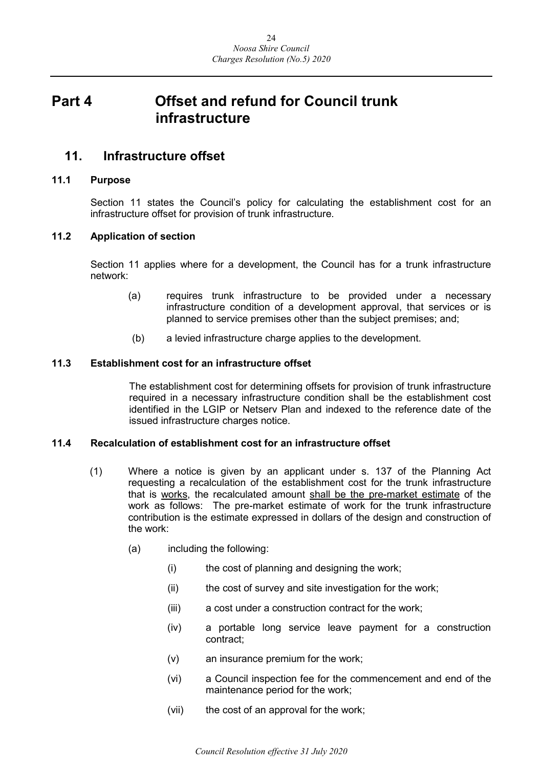# Part 4 Offset and refund for Council trunk infrastructure

## 11. Infrastructure offset

### 11.1 Purpose

Section 11 states the Council's policy for calculating the establishment cost for an infrastructure offset for provision of trunk infrastructure.

### 11.2 Application of section

Section 11 applies where for a development, the Council has for a trunk infrastructure network:

(a) requires trunk infrastructure to be provided under a necessary infrastructure condition of a development approval, that services or is planned to service premises other than the subject premises; and;

(b) a levied infrastructure charge applies to the development.

### 11.3 Establishment cost for an infrastructure offset

The establishment cost for determining offsets for provision of trunk infrastructure required in a necessary infrastructure condition shall be the establishment cost identified in the LGIP or Netserv Plan and indexed to the reference date of the issued infrastructure charges notice.

### 11.4 Recalculation of establishment cost for an infrastructure offset

(1) Where a notice is given by an applicant under s. 137 of the Planning Act requesting a recalculation of the establishment cost for the trunk infrastructure that is <u>works</u>, the recalculated amount <u>shall be the pre-market estimate</u> of the work as follows: The pre-market estimate of work for the trunk infrastructure contribution is the estimate expressed in dollars of the design and construction of the work:

(a) including the following:

(i) the cost of planning and designing the work;

(ii) the cost of survey and site investigation for the work;

(iii) a cost under a construction contract for the work;

(iv) a portable long service leave payment for a construction contract;

(v) an insurance premium for the work;

(vi) a Council inspection fee for the commencement and end of the maintenance period for the work;

(vii) the cost of an approval for the work;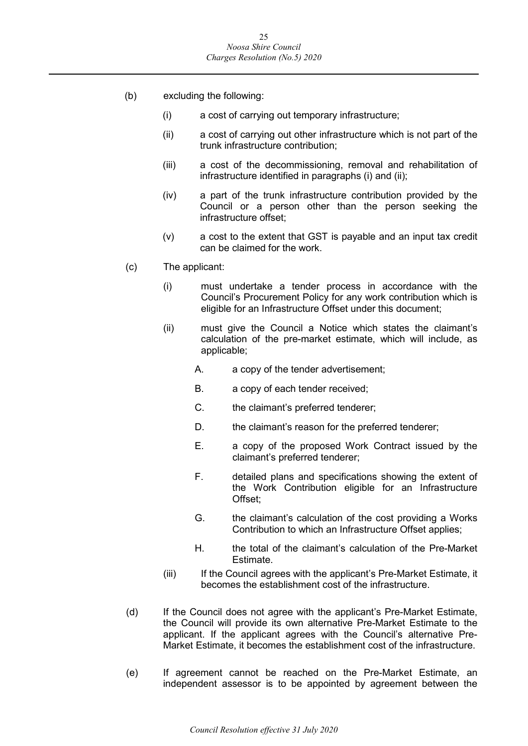(b) excluding the following:

   (i) a cost of carrying out temporary infrastructure;

   (ii) a cost of carrying out other infrastructure which is not part of the trunk infrastructure contribution;

   (iii) a cost of the decommissioning, removal and rehabilitation of infrastructure identified in paragraphs (i) and (ii);

   (iv) a part of the trunk infrastructure contribution provided by the Council or a person other than the person seeking the infrastructure offset;

   (v) a cost to the extent that GST is payable and an input tax credit can be claimed for the work.

(c) The applicant:

   (i) must undertake a tender process in accordance with the Council's Procurement Policy for any work contribution which is eligible for an Infrastructure Offset under this document;

   (ii) must give the Council a Notice which states the claimant's calculation of the pre-market estimate, which will include, as applicable;

      A. a copy of the tender advertisement;

      B. a copy of each tender received;

      C. the claimant's preferred tenderer;

      D. the claimant's reason for the preferred tenderer;

      E. a copy of the proposed Work Contract issued by the claimant's preferred tenderer;

      F. detailed plans and specifications showing the extent of the Work Contribution eligible for an Infrastructure Offset;

      G. the claimant's calculation of the cost providing a Works Contribution to which an Infrastructure Offset applies;

      H. the total of the claimant's calculation of the Pre-Market Estimate.

   (iii) If the Council agrees with the applicant's Pre-Market Estimate, it becomes the establishment cost of the infrastructure.

(d) If the Council does not agree with the applicant's Pre-Market Estimate, the Council will provide its own alternative Pre-Market Estimate to the applicant. If the applicant agrees with the Council's alternative Pre-Market Estimate, it becomes the establishment cost of the infrastructure.

(e) If agreement cannot be reached on the Pre-Market Estimate, an independent assessor is to be appointed by agreement between the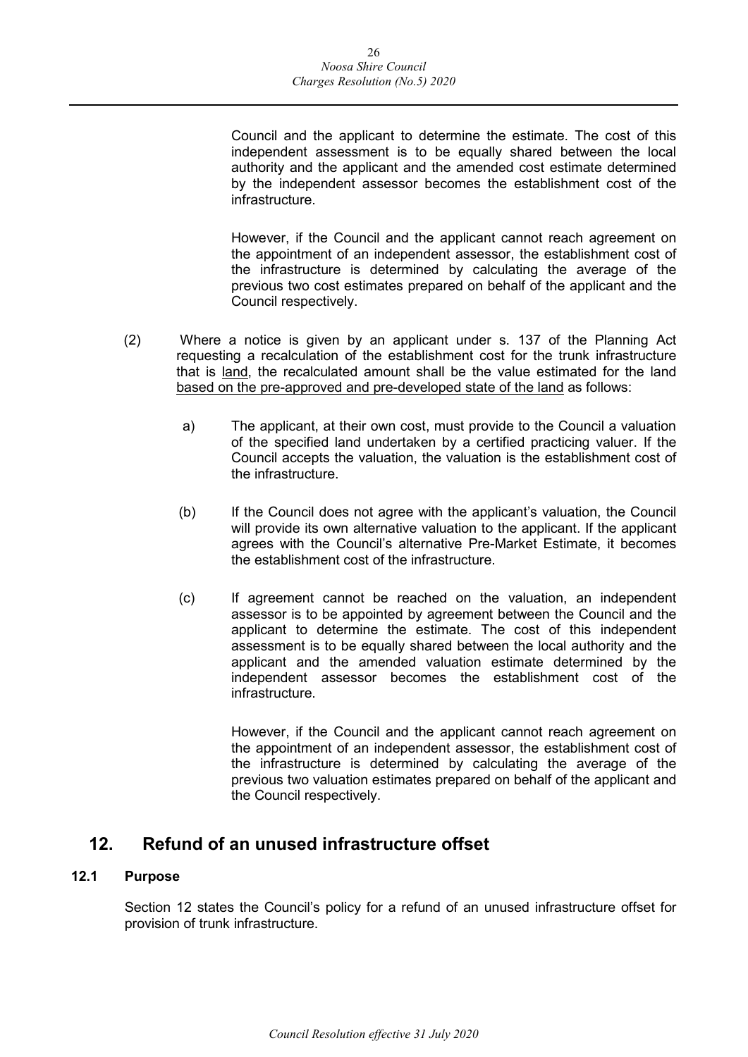Council and the applicant to determine the estimate. The cost of this independent assessment is to be equally shared between the local authority and the applicant and the amended cost estimate determined by the independent assessor becomes the establishment cost of the infrastructure.

However, if the Council and the applicant cannot reach agreement on the appointment of an independent assessor, the establishment cost of the infrastructure is determined by calculating the average of the previous two cost estimates prepared on behalf of the applicant and the Council respectively.

(2) Where a notice is given by an applicant under s. 137 of the Planning Act requesting a recalculation of the establishment cost for the trunk infrastructure that is <u>land</u>, the recalculated amount shall be the value estimated for the land <u>based on the pre-approved and pre-developed state of the land</u> as follows:

a) The applicant, at their own cost, must provide to the Council a valuation of the specified land undertaken by a certified practicing valuer. If the Council accepts the valuation, the valuation is the establishment cost of the infrastructure.

(b) If the Council does not agree with the applicant's valuation, the Council will provide its own alternative valuation to the applicant. If the applicant agrees with the Council's alternative Pre-Market Estimate, it becomes the establishment cost of the infrastructure.

(c) If agreement cannot be reached on the valuation, an independent assessor is to be appointed by agreement between the Council and the applicant to determine the estimate. The cost of this independent assessment is to be equally shared between the local authority and the applicant and the amended valuation estimate determined by the independent assessor becomes the establishment cost of the infrastructure.

However, if the Council and the applicant cannot reach agreement on the appointment of an independent assessor, the establishment cost of the infrastructure is determined by calculating the average of the previous two valuation estimates prepared on behalf of the applicant and the Council respectively.

## 12. Refund of an unused infrastructure offset

### 12.1 Purpose

Section 12 states the Council's policy for a refund of an unused infrastructure offset for provision of trunk infrastructure.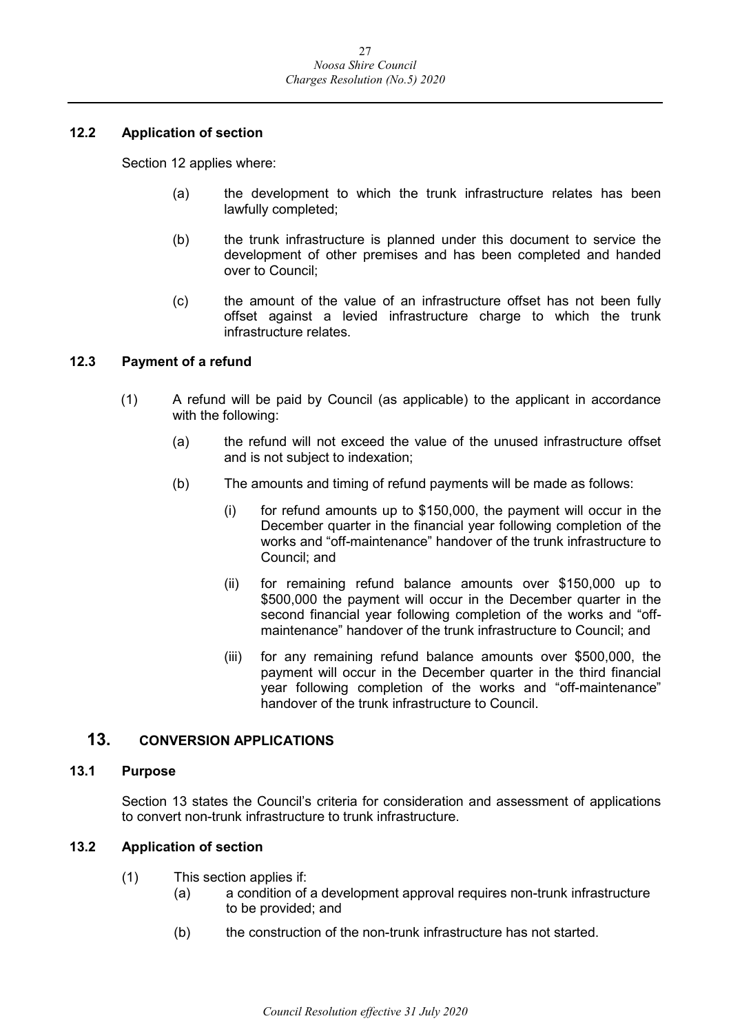### 12.2 Application of section

Section 12 applies where:

(a) the development to which the trunk infrastructure relates has been lawfully completed;

(b) the trunk infrastructure is planned under this document to service the development of other premises and has been completed and handed over to Council;

(c) the amount of the value of an infrastructure offset has not been fully offset against a levied infrastructure charge to which the trunk infrastructure relates.

### 12.3 Payment of a refund

(1) A refund will be paid by Council (as applicable) to the applicant in accordance with the following:

(a) the refund will not exceed the value of the unused infrastructure offset and is not subject to indexation;

(b) The amounts and timing of refund payments will be made as follows:

(i) for refund amounts up to $150,000, the payment will occur in the December quarter in the financial year following completion of the works and "off-maintenance" handover of the trunk infrastructure to Council; and

(ii) for remaining refund balance amounts over $150,000 up to $500,000 the payment will occur in the December quarter in the second financial year following completion of the works and "off-maintenance" handover of the trunk infrastructure to Council; and

(iii) for any remaining refund balance amounts over $500,000, the payment will occur in the December quarter in the third financial year following completion of the works and "off-maintenance" handover of the trunk infrastructure to Council.

## 13. CONVERSION APPLICATIONS

### 13.1 Purpose

Section 13 states the Council's criteria for consideration and assessment of applications to convert non-trunk infrastructure to trunk infrastructure.

### 13.2 Application of section

(1) This section applies if:

(a) a condition of a development approval requires non-trunk infrastructure to be provided; and

(b) the construction of the non-trunk infrastructure has not started.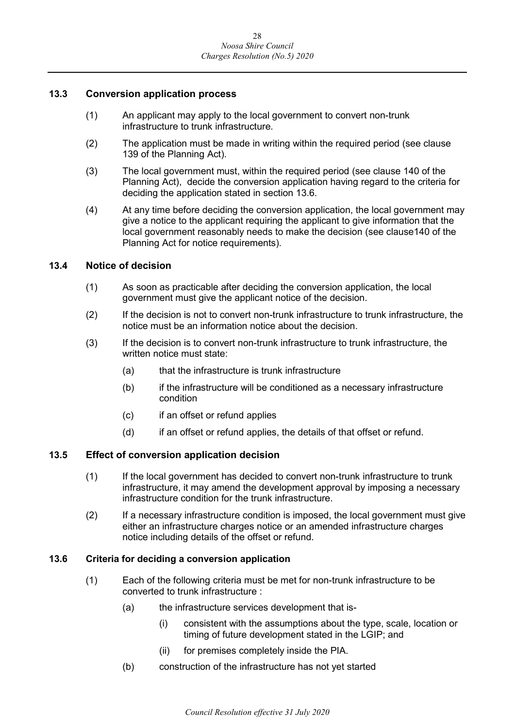### 13.3 Conversion application process

(1) An applicant may apply to the local government to convert non-trunk infrastructure to trunk infrastructure.

(2) The application must be made in writing within the required period (see clause 139 of the Planning Act).

(3) The local government must, within the required period (see clause 140 of the Planning Act), decide the conversion application having regard to the criteria for deciding the application stated in section 13.6.

(4) At any time before deciding the conversion application, the local government may give a notice to the applicant requiring the applicant to give information that the local government reasonably needs to make the decision (see clause140 of the Planning Act for notice requirements).

### 13.4 Notice of decision

(1) As soon as practicable after deciding the conversion application, the local government must give the applicant notice of the decision.

(2) If the decision is not to convert non-trunk infrastructure to trunk infrastructure, the notice must be an information notice about the decision.

(3) If the decision is to convert non-trunk infrastructure to trunk infrastructure, the written notice must state:

- (a) that the infrastructure is trunk infrastructure
- (b) if the infrastructure will be conditioned as a necessary infrastructure condition
- (c) if an offset or refund applies
- (d) if an offset or refund applies, the details of that offset or refund.

### 13.5 Effect of conversion application decision

(1) If the local government has decided to convert non-trunk infrastructure to trunk infrastructure, it may amend the development approval by imposing a necessary infrastructure condition for the trunk infrastructure.

(2) If a necessary infrastructure condition is imposed, the local government must give either an infrastructure charges notice or an amended infrastructure charges notice including details of the offset or refund.

### 13.6 Criteria for deciding a conversion application

(1) Each of the following criteria must be met for non-trunk infrastructure to be converted to trunk infrastructure :

- (a) the infrastructure services development that is-
  - (i) consistent with the assumptions about the type, scale, location or timing of future development stated in the LGIP; and
  - (ii) for premises completely inside the PIA.
- (b) construction of the infrastructure has not yet started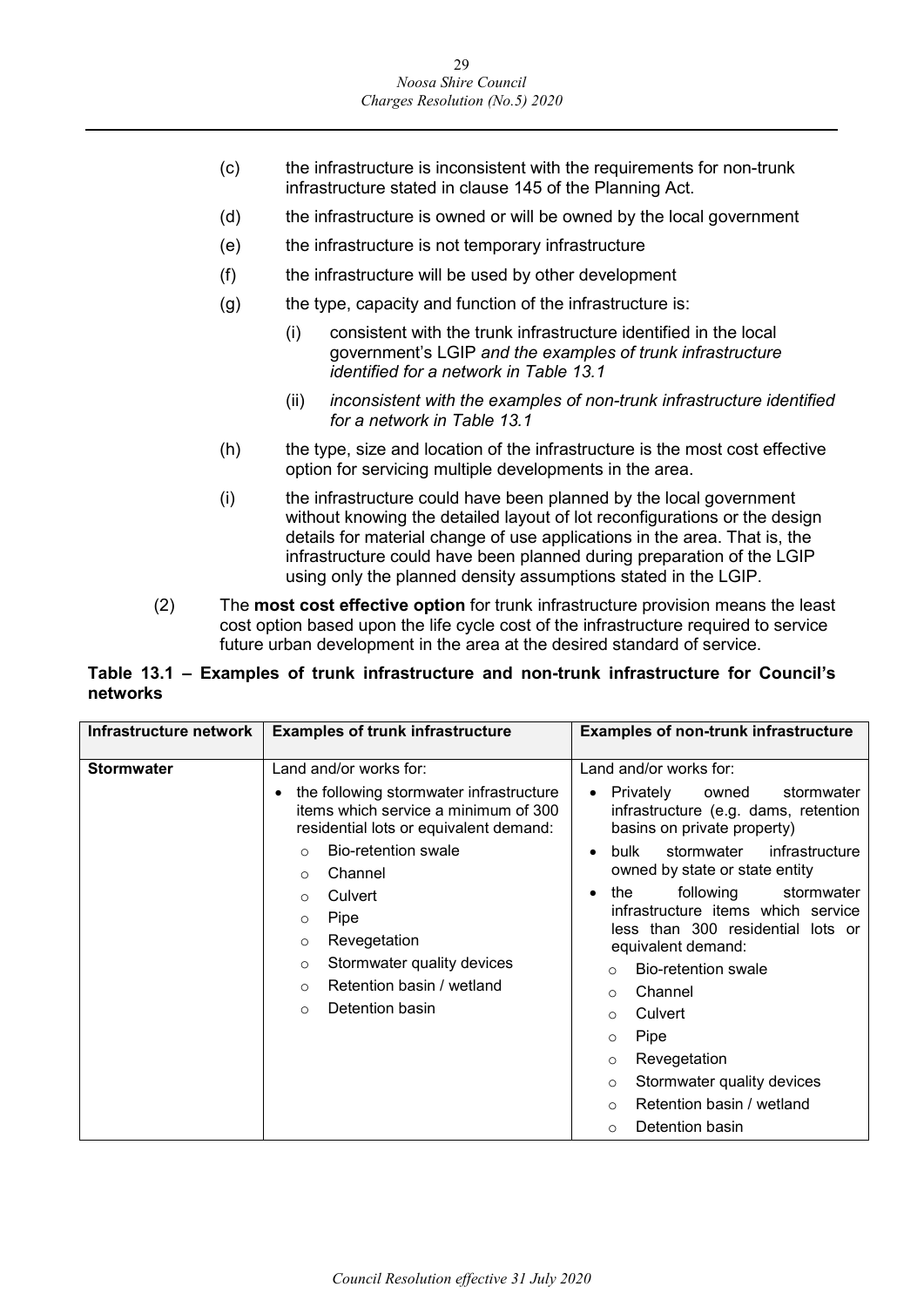(c) the infrastructure is inconsistent with the requirements for non-trunk infrastructure stated in clause 145 of the Planning Act.

(d) the infrastructure is owned or will be owned by the local government

(e) the infrastructure is not temporary infrastructure

(f) the infrastructure will be used by other development

(g) the type, capacity and function of the infrastructure is:

   (i) consistent with the trunk infrastructure identified in the local government's LGIP *and the examples of trunk infrastructure identified for a network in Table 13.1*

   (ii) *inconsistent with the examples of non-trunk infrastructure identified for a network in Table 13.1*

(h) the type, size and location of the infrastructure is the most cost effective option for servicing multiple developments in the area.

(i) the infrastructure could have been planned by the local government without knowing the detailed layout of lot reconfigurations or the design details for material change of use applications in the area. That is, the infrastructure could have been planned during preparation of the LGIP using only the planned density assumptions stated in the LGIP.

(2) The **most cost effective option** for trunk infrastructure provision means the least cost option based upon the life cycle cost of the infrastructure required to service future urban development in the area at the desired standard of service.

**Table 13.1 – Examples of trunk infrastructure and non-trunk infrastructure for Council's networks**

| Infrastructure network | Examples of trunk infrastructure | Examples of non-trunk infrastructure |
|---|---|---|
| **Stormwater** | Land and/or works for:<br>• the following stormwater infrastructure items which service a minimum of 300 residential lots or equivalent demand:<br>  ○ Bio-retention swale<br>  ○ Channel<br>  ○ Culvert<br>  ○ Pipe<br>  ○ Revegetation<br>  ○ Stormwater quality devices<br>  ○ Retention basin / wetland<br>  ○ Detention basin | Land and/or works for:<br>• Privately owned stormwater infrastructure (e.g. dams, retention basins on private property)<br>• bulk stormwater infrastructure owned by state or state entity<br>• the following stormwater infrastructure items which service less than 300 residential lots or equivalent demand:<br>  ○ Bio-retention swale<br>  ○ Channel<br>  ○ Culvert<br>  ○ Pipe<br>  ○ Revegetation<br>  ○ Stormwater quality devices<br>  ○ Retention basin / wetland<br>  ○ Detention basin |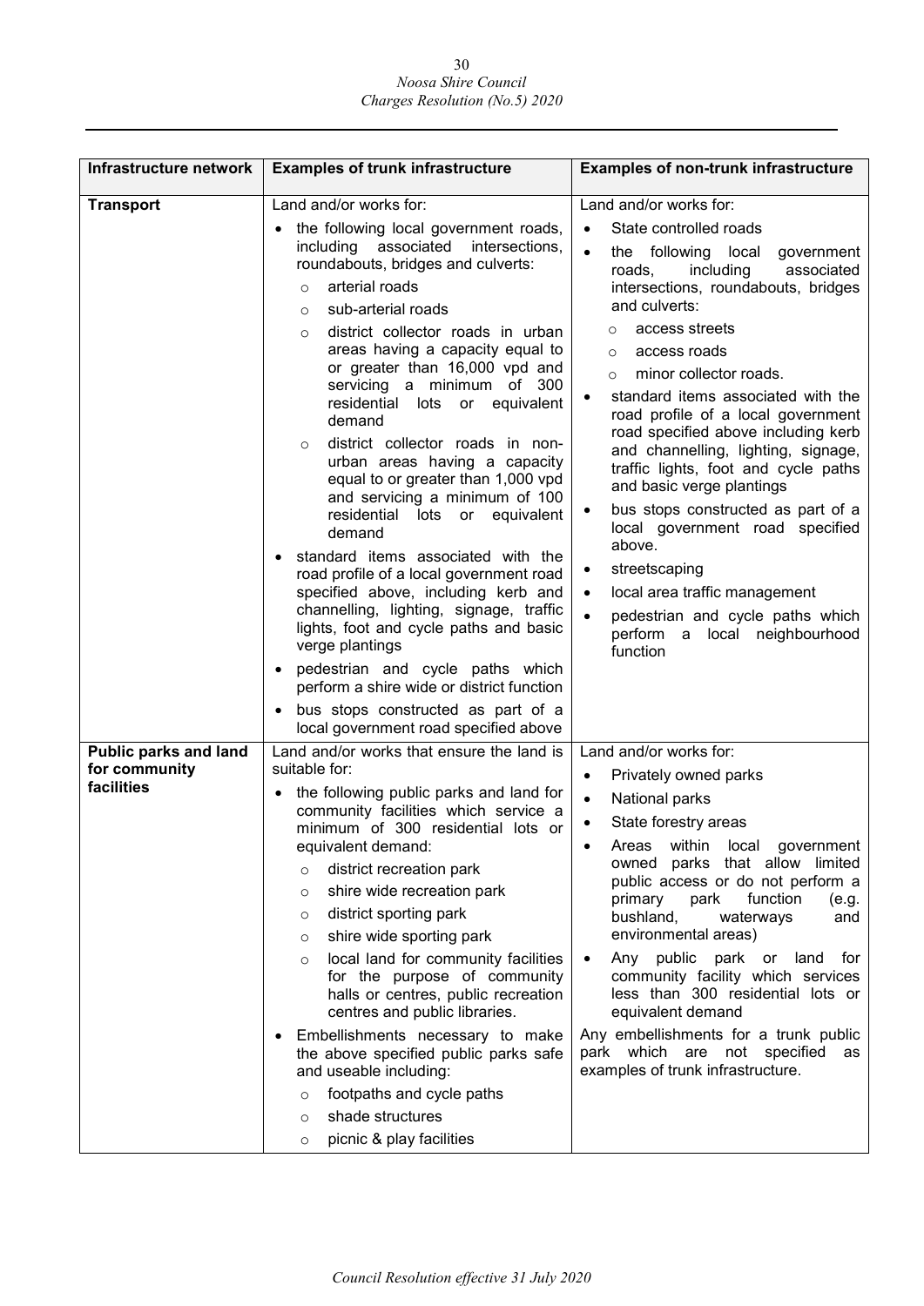| Infrastructure network | Examples of trunk infrastructure | Examples of non-trunk infrastructure |
|---|---|---|
| **Transport** | Land and/or works for:<br>• the following local government roads, including associated intersections, roundabouts, bridges and culverts:<br>  ○ arterial roads<br>  ○ sub-arterial roads<br>  ○ district collector roads in urban areas having a capacity equal to or greater than 16,000 vpd and servicing a minimum of 300 residential lots or equivalent demand<br>  ○ district collector roads in non-urban areas having a capacity equal to or greater than 1,000 vpd and servicing a minimum of 100 residential lots or equivalent demand<br>• standard items associated with the road profile of a local government road specified above, including kerb and channelling, lighting, signage, traffic lights, foot and cycle paths and basic verge plantings<br>• pedestrian and cycle paths which perform a shire wide or district function<br>• bus stops constructed as part of a local government road specified above | Land and/or works for:<br>• State controlled roads<br>• the following local government roads, including associated intersections, roundabouts, bridges and culverts:<br>  ○ access streets<br>  ○ access roads<br>  ○ minor collector roads.<br>• standard items associated with the road profile of a local government road specified above including kerb and channelling, lighting, signage, traffic lights, foot and cycle paths and basic verge plantings<br>• bus stops constructed as part of a local government road specified above.<br>• streetscaping<br>• local area traffic management<br>• pedestrian and cycle paths which perform a local neighbourhood function |
| **Public parks and land for community facilities** | Land and/or works that ensure the land is suitable for:<br>• the following public parks and land for community facilities which service a minimum of 300 residential lots or equivalent demand:<br>  ○ district recreation park<br>  ○ shire wide recreation park<br>  ○ district sporting park<br>  ○ shire wide sporting park<br>  ○ local land for community facilities for the purpose of community halls or centres, public recreation centres and public libraries.<br>• Embellishments necessary to make the above specified public parks safe and useable including:<br>  ○ footpaths and cycle paths<br>  ○ shade structures<br>  ○ picnic & play facilities | Land and/or works for:<br>• Privately owned parks<br>• National parks<br>• State forestry areas<br>• Areas within local government owned parks that allow limited public access or do not perform a primary park function (e.g. bushland, waterways and environmental areas)<br>• Any public park or land for community facility which services less than 300 residential lots or equivalent demand<br>Any embellishments for a trunk public park which are not specified as examples of trunk infrastructure. |